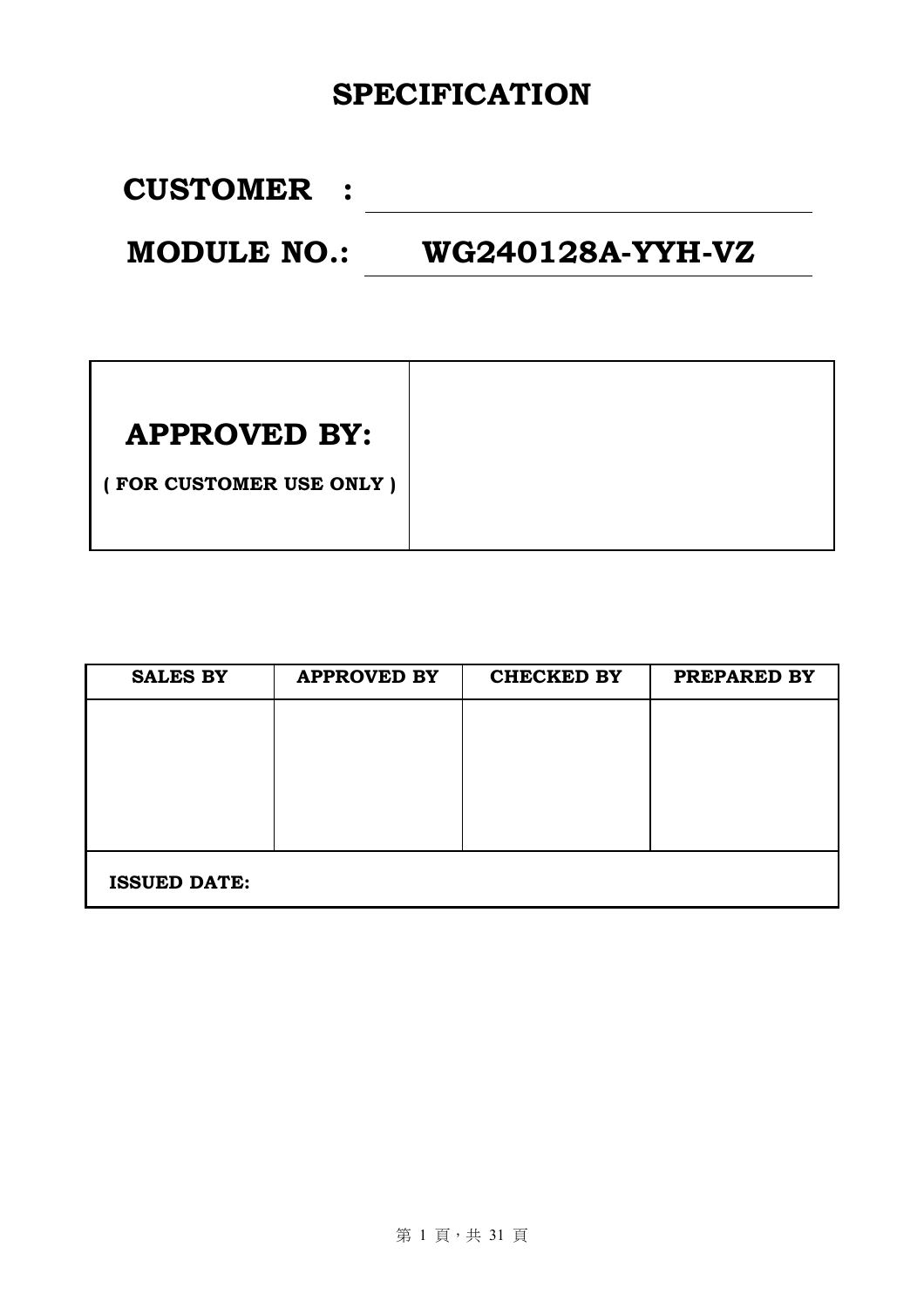# SPECIFICATION

## CUSTOMER :

## MODULE NO.: WG240128A-YYH-VZ

| **APPROVED BY:**<br>**( FOR CUSTOMER USE ONLY )** | |
|---|---|

| SALES BY | APPROVED BY | CHECKED BY | PREPARED BY |
|---|---|---|---|
| | | | |
| **ISSUED DATE:** | | | |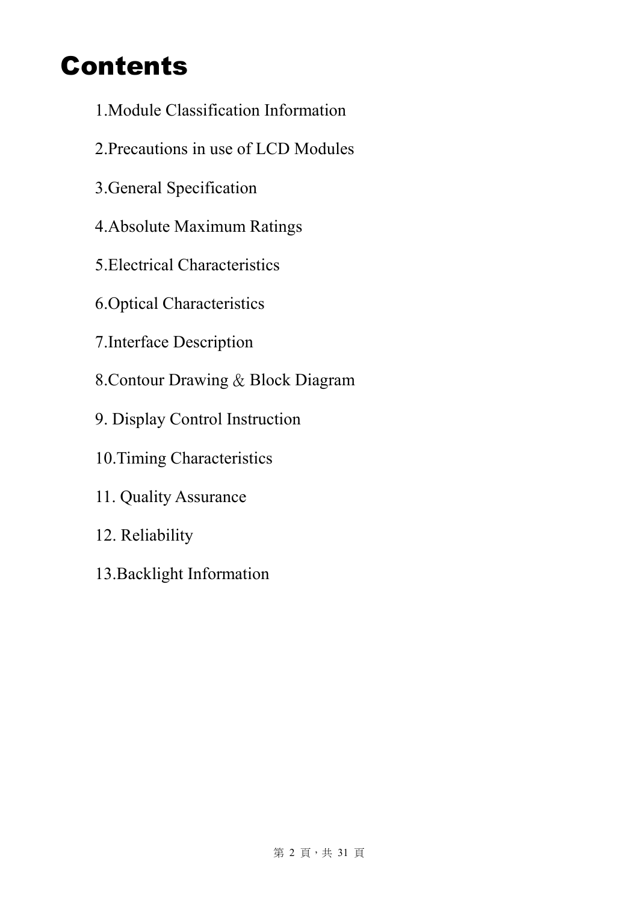# Contents

1.Module Classification Information

2.Precautions in use of LCD Modules

3.General Specification

4.Absolute Maximum Ratings

5.Electrical Characteristics

6.Optical Characteristics

7.Interface Description

8.Contour Drawing & Block Diagram

9. Display Control Instruction

10.Timing Characteristics

11. Quality Assurance

12. Reliability

13.Backlight Information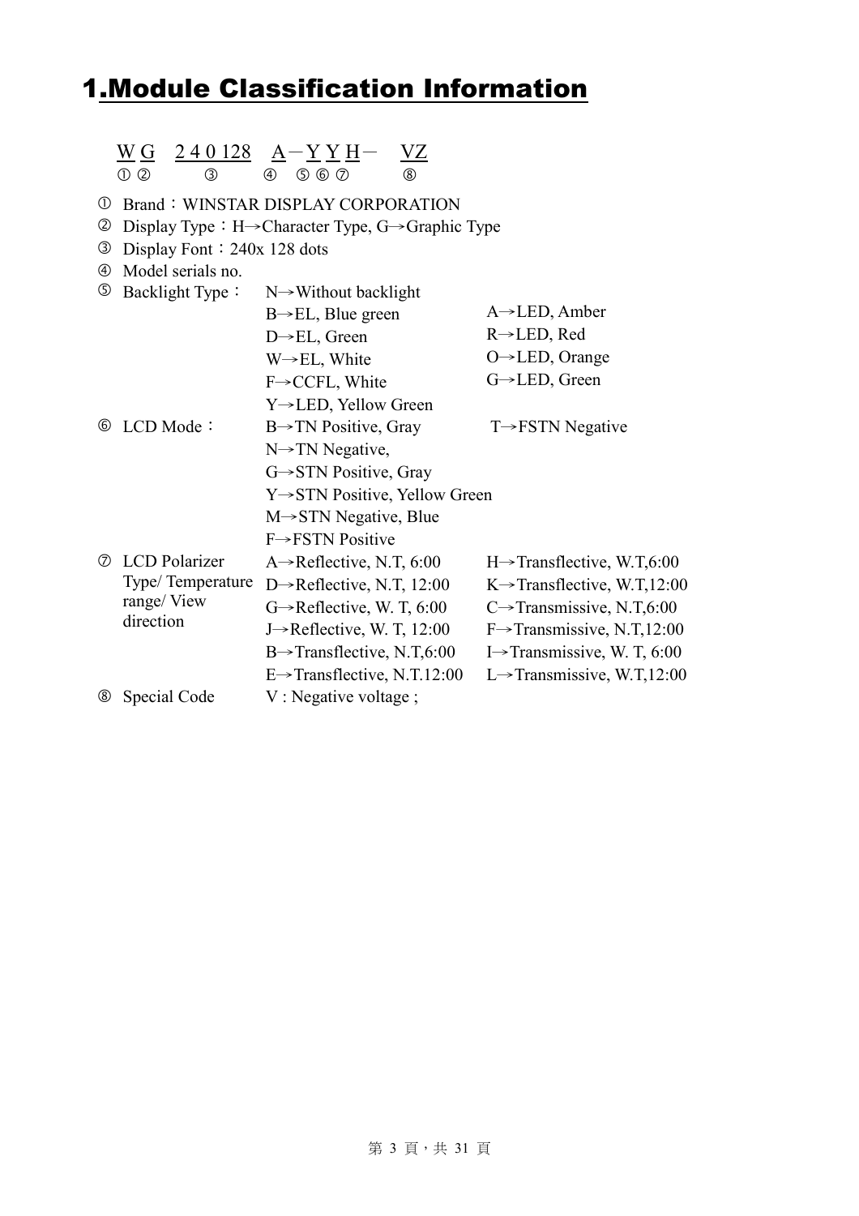# 1.Module Classification Information

W G　2 4 0 128　A－Y Y H－　VZ
① ②　　③　　④　⑤ ⑥ ⑦　　⑧

| | | | |
|---|---|---|---|
| ① | Brand：WINSTAR DISPLAY CORPORATION | | |
| ② | Display Type：H→Character Type, G→Graphic Type | | |
| ③ | Display Font：240x 128 dots | | |
| ④ | Model serials no. | | |
| ⑤ | Backlight Type： | N→Without backlight | |
| | | B→EL, Blue green | A→LED, Amber |
| | | D→EL, Green | R→LED, Red |
| | | W→EL, White | O→LED, Orange |
| | | F→CCFL, White | G→LED, Green |
| | | Y→LED, Yellow Green | |
| ⑥ | LCD Mode： | B→TN Positive, Gray | T→FSTN Negative |
| | | N→TN Negative, | |
| | | G→STN Positive, Gray | |
| | | Y→STN Positive, Yellow Green | |
| | | M→STN Negative, Blue | |
| | | F→FSTN Positive | |
| ⑦ | LCD Polarizer Type/ Temperature range/ View direction | A→Reflective, N.T, 6:00 | H→Transflective, W.T,6:00 |
| | | D→Reflective, N.T, 12:00 | K→Transflective, W.T,12:00 |
| | | G→Reflective, W. T, 6:00 | C→Transmissive, N.T,6:00 |
| | | J→Reflective, W. T, 12:00 | F→Transmissive, N.T,12:00 |
| | | B→Transflective, N.T,6:00 | I→Transmissive, W. T, 6:00 |
| | | E→Transflective, N.T.12:00 | L→Transmissive, W.T,12:00 |
| ⑧ | Special Code | V : Negative voltage ; | |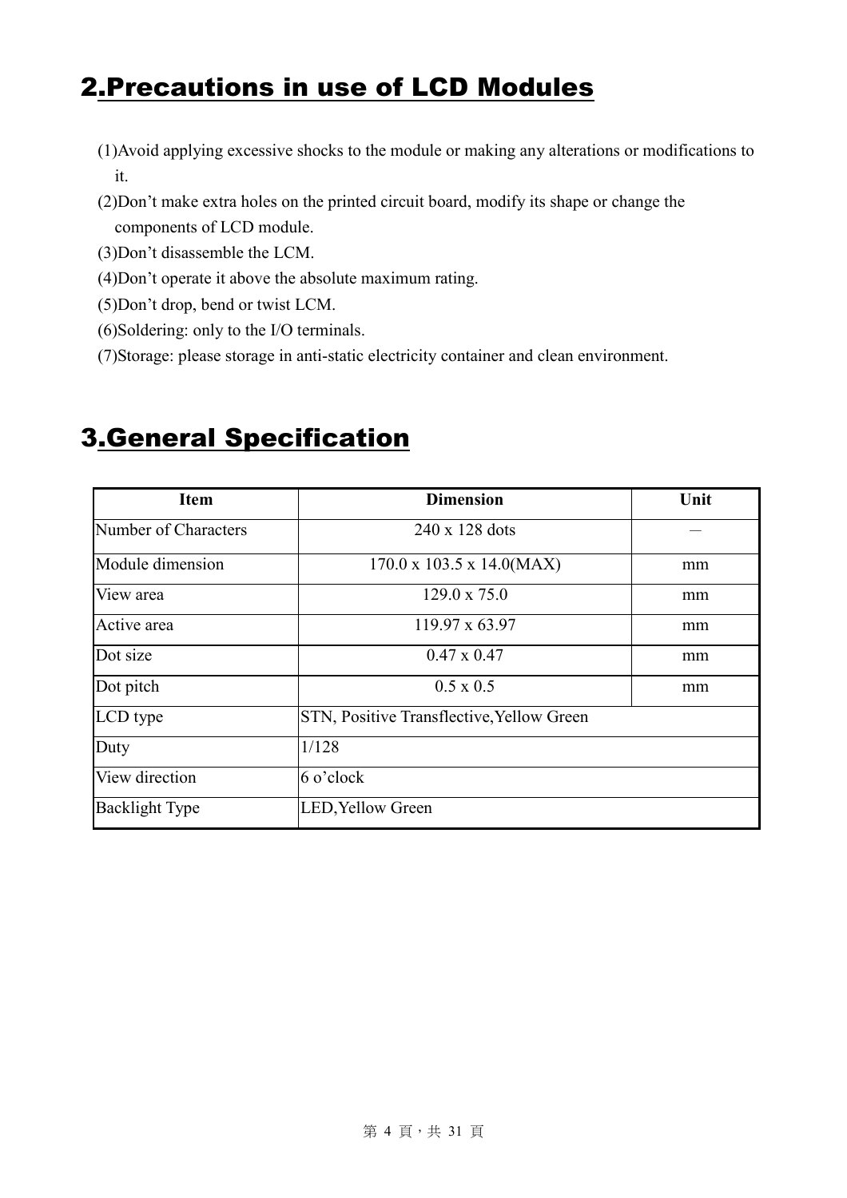## 2.Precautions in use of LCD Modules

(1)Avoid applying excessive shocks to the module or making any alterations or modifications to it.

(2)Don't make extra holes on the printed circuit board, modify its shape or change the components of LCD module.

(3)Don't disassemble the LCM.

(4)Don't operate it above the absolute maximum rating.

(5)Don't drop, bend or twist LCM.

(6)Soldering: only to the I/O terminals.

(7)Storage: please storage in anti-static electricity container and clean environment.

## 3.General Specification

| Item | Dimension | Unit |
|---|---|---|
| Number of Characters | 240 x 128 dots | — |
| Module dimension | 170.0 x 103.5 x 14.0(MAX) | mm |
| View area | 129.0 x 75.0 | mm |
| Active area | 119.97 x 63.97 | mm |
| Dot size | 0.47 x 0.47 | mm |
| Dot pitch | 0.5 x 0.5 | mm |
| LCD type | STN, Positive Transflective,Yellow Green | |
| Duty | 1/128 | |
| View direction | 6 o'clock | |
| Backlight Type | LED,Yellow Green | |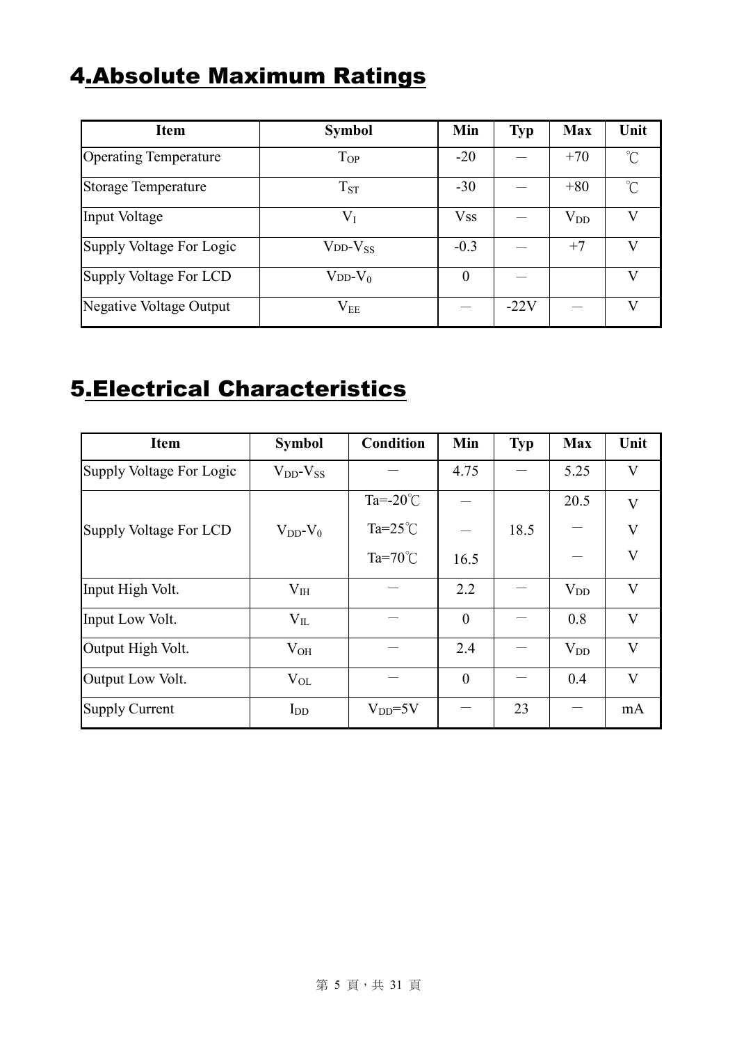## 4.Absolute Maximum Ratings

| Item | Symbol | Min | Typ | Max | Unit |
|---|---|---|---|---|---|
| Operating Temperature | $T_{OP}$ | -20 | — | +70 | ℃ |
| Storage Temperature | $T_{ST}$ | -30 | — | +80 | ℃ |
| Input Voltage | $V_I$ | Vss | — | $V_{DD}$ | V |
| Supply Voltage For Logic | $V_{DD}-V_{SS}$ | -0.3 | — | +7 | V |
| Supply Voltage For LCD | $V_{DD}-V_0$ | 0 | — | | V |
| Negative Voltage Output | $V_{EE}$ | — | -22V | — | V |

## 5.Electrical Characteristics

| Item | Symbol | Condition | Min | Typ | Max | Unit |
|---|---|---|---|---|---|---|
| Supply Voltage For Logic | $V_{DD}-V_{SS}$ | — | 4.75 | — | 5.25 | V |
| Supply Voltage For LCD | $V_{DD}-V_0$ | Ta=-20℃ | — | | 20.5 | V |
| | | Ta=25℃ | — | 18.5 | — | V |
| | | Ta=70℃ | 16.5 | | — | V |
| Input High Volt. | $V_{IH}$ | — | 2.2 | — | $V_{DD}$ | V |
| Input Low Volt. | $V_{IL}$ | — | 0 | — | 0.8 | V |
| Output High Volt. | $V_{OH}$ | — | 2.4 | — | $V_{DD}$ | V |
| Output Low Volt. | $V_{OL}$ | — | 0 | — | 0.4 | V |
| Supply Current | $I_{DD}$ | $V_{DD}$=5V | — | 23 | — | mA |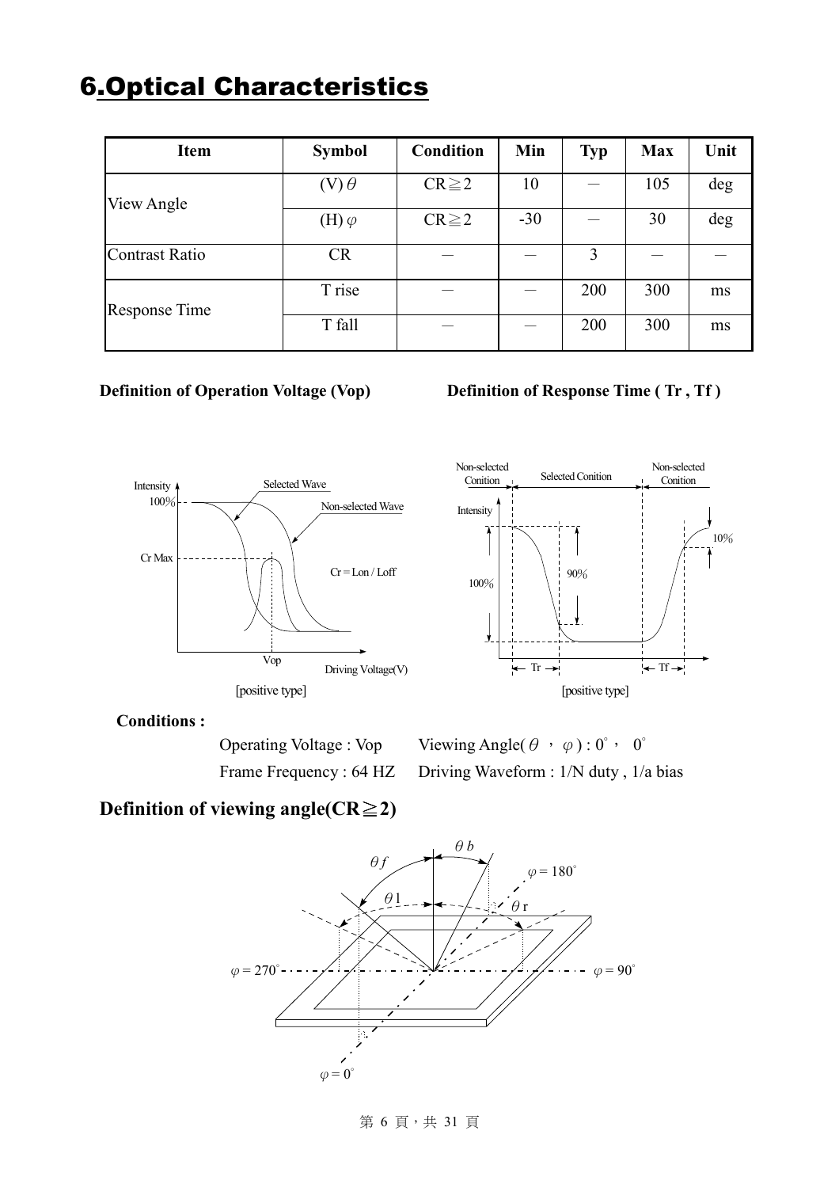# 6.Optical Characteristics

| Item | Symbol | Condition | Min | Typ | Max | Unit |
|---|---|---|---|---|---|---|
| View Angle | (V) $\theta$ | CR≧2 | 10 | — | 105 | deg |
| | (H) $\varphi$ | CR≧2 | -30 | — | 30 | deg |
| Contrast Ratio | CR | — | — | 3 | — | — |
| Response Time | T rise | — | — | 200 | 300 | ms |
| | T fall | — | — | 200 | 300 | ms |

**Definition of Operation Voltage (Vop)**

**Definition of Response Time ( Tr , Tf )**

[positive type]

[positive type]

**Conditions :**

Operating Voltage : Vop　　Viewing Angle( $\theta$ ， $\varphi$ ) : 0°， 0°

Frame Frequency : 64 HZ　　Driving Waveform : 1/N duty , 1/a bias

## Definition of viewing angle(CR≧2)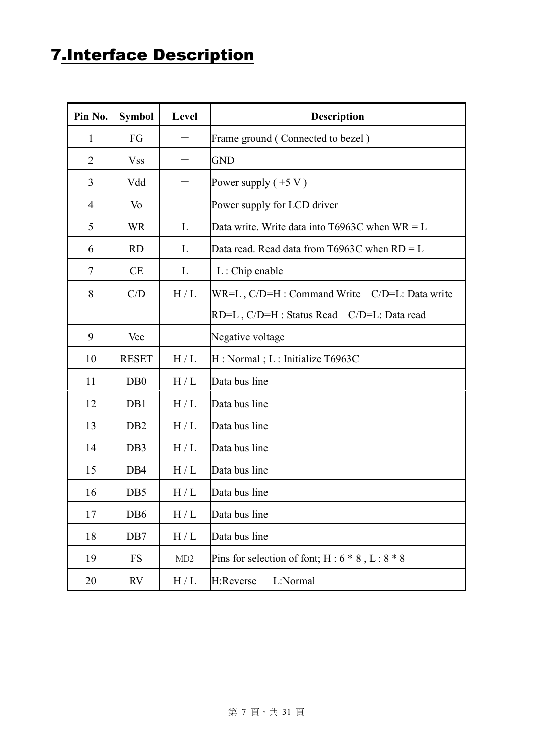# 7.Interface Description

| Pin No. | Symbol | Level | Description |
|---|---|---|---|
| 1 | FG | － | Frame ground ( Connected to bezel ) |
| 2 | Vss | － | GND |
| 3 | Vdd | － | Power supply ( +5 V ) |
| 4 | Vo | － | Power supply for LCD driver |
| 5 | WR | L | Data write. Write data into T6963C when WR = L |
| 6 | RD | L | Data read. Read data from T6963C when RD = L |
| 7 | CE | L | L : Chip enable |
| 8 | C/D | H / L | WR=L , C/D=H : Command Write C/D=L: Data write<br>RD=L , C/D=H : Status Read C/D=L: Data read |
| 9 | Vee | － | Negative voltage |
| 10 | RESET | H / L | H : Normal ; L : Initialize T6963C |
| 11 | DB0 | H / L | Data bus line |
| 12 | DB1 | H / L | Data bus line |
| 13 | DB2 | H / L | Data bus line |
| 14 | DB3 | H / L | Data bus line |
| 15 | DB4 | H / L | Data bus line |
| 16 | DB5 | H / L | Data bus line |
| 17 | DB6 | H / L | Data bus line |
| 18 | DB7 | H / L | Data bus line |
| 19 | FS | MD2 | Pins for selection of font; H : 6 * 8 , L : 8 * 8 |
| 20 | RV | H / L | H:Reverse L:Normal |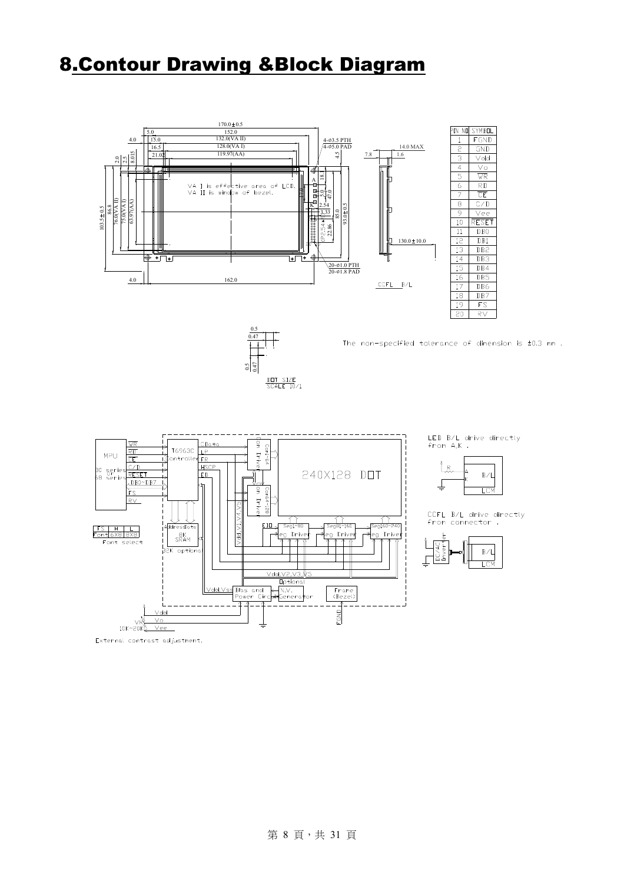# 8.Contour Drawing &Block Diagram

| PIN NO | SYMBOL |
|---|---|
| 1 | FGND |
| 2 | GND |
| 3 | Vdd |
| 4 | Vo |
| 5 | WR |
| 6 | RD |
| 7 | CE |
| 8 | C/D |
| 9 | Vee |
| 10 | RESET |
| 11 | DB0 |
| 12 | DB1 |
| 13 | DB2 |
| 14 | DB3 |
| 15 | DB4 |
| 16 | DB5 |
| 17 | DB6 |
| 18 | DB7 |
| 19 | FS |
| 20 | RV |

VA I is effective area of LCD.
VA II is window of bezel.

The non-specified tolerance of dimension is ±0.3 mm .

DOT SIZE
SCALE 10/1

| FS | H | L |
|---|---|---|
| Font | 6X8 | 8X8 |

Font select

LED B/L drive directly from A,K .

CCFL B/L drive directly from connector .

External contrast adjustment.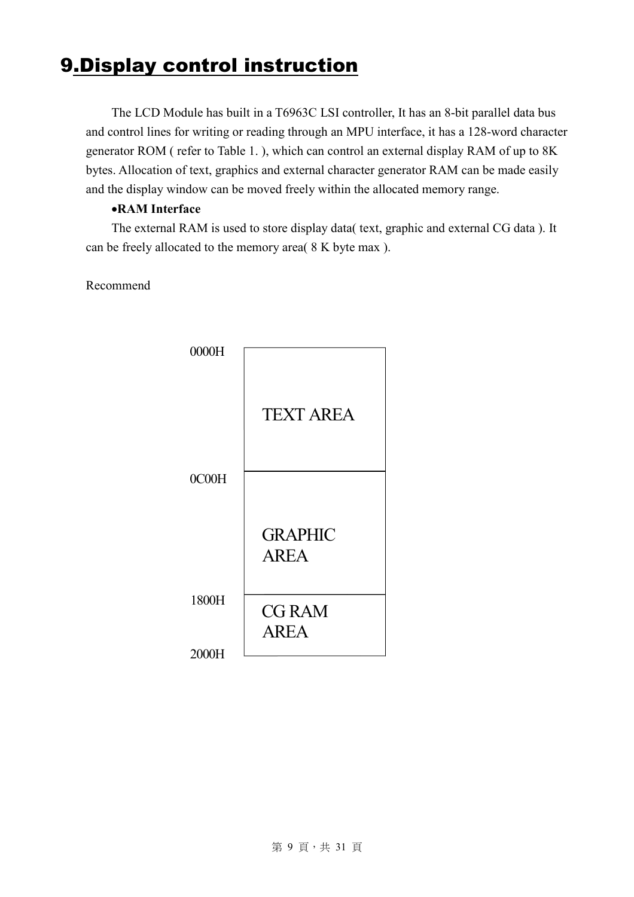# 9.Display control instruction

The LCD Module has built in a T6963C LSI controller, It has an 8-bit parallel data bus and control lines for writing or reading through an MPU interface, it has a 128-word character generator ROM ( refer to Table 1. ), which can control an external display RAM of up to 8K bytes. Allocation of text, graphics and external character generator RAM can be made easily and the display window can be moved freely within the allocated memory range.

- **RAM Interface**

The external RAM is used to store display data( text, graphic and external CG data ). It can be freely allocated to the memory area( 8 K byte max ).

Recommend

| Address | Area |
|---|---|
| 0000H | TEXT AREA |
| 0C00H | GRAPHIC AREA |
| 1800H | CG RAM AREA |
| 2000H | |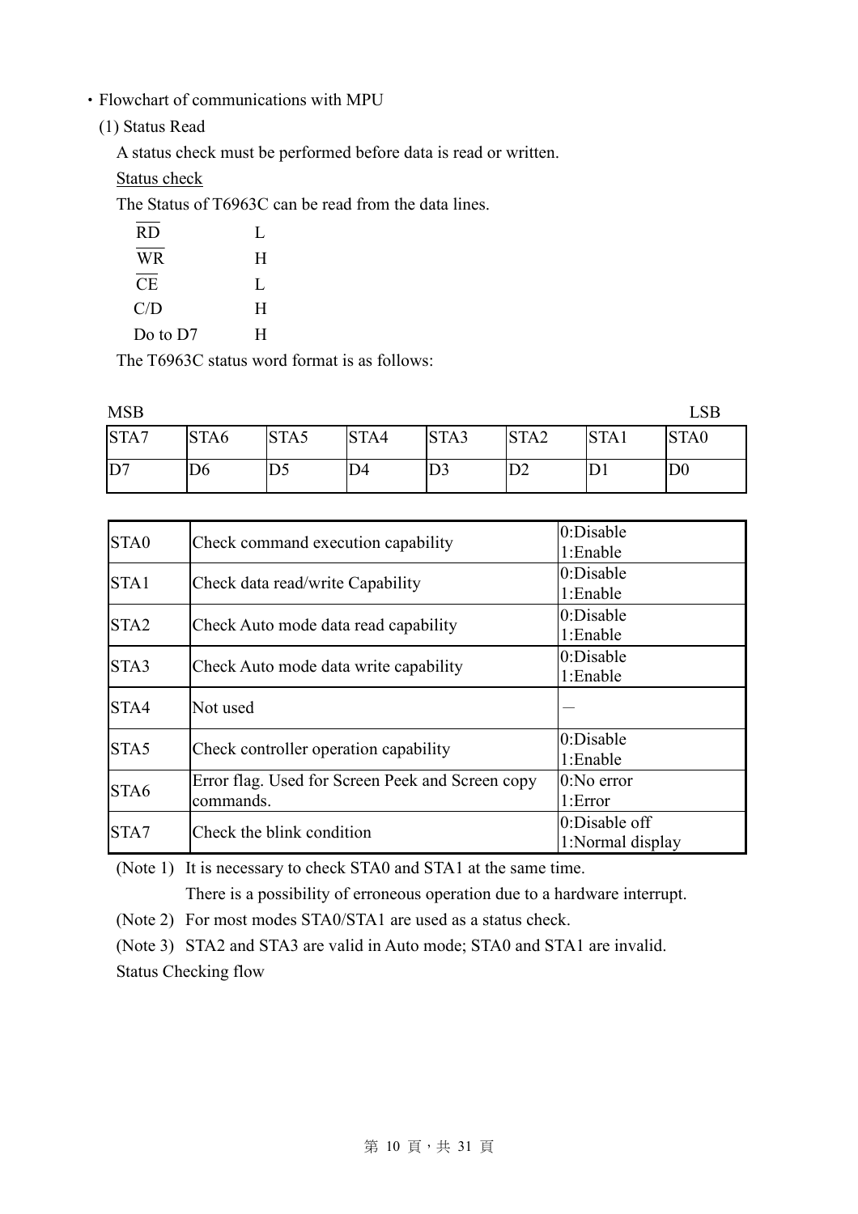・Flowchart of communications with MPU

(1) Status Read

A status check must be performed before data is read or written.

Status check

The Status of T6963C can be read from the data lines.

| | |
|---|---|
| $\overline{RD}$ | L |
| $\overline{WR}$ | H |
| $\overline{CE}$ | L |
| C/D | H |
| Do to D7 | H |

The T6963C status word format is as follows:

MSB LSB

| STA7 | STA6 | STA5 | STA4 | STA3 | STA2 | STA1 | STA0 |
|---|---|---|---|---|---|---|---|
| D7 | D6 | D5 | D4 | D3 | D2 | D1 | D0 |

| | | |
|---|---|---|
| STA0 | Check command execution capability | 0:Disable<br>1:Enable |
| STA1 | Check data read/write Capability | 0:Disable<br>1:Enable |
| STA2 | Check Auto mode data read capability | 0:Disable<br>1:Enable |
| STA3 | Check Auto mode data write capability | 0:Disable<br>1:Enable |
| STA4 | Not used | — |
| STA5 | Check controller operation capability | 0:Disable<br>1:Enable |
| STA6 | Error flag. Used for Screen Peek and Screen copy commands. | 0:No error<br>1:Error |
| STA7 | Check the blink condition | 0:Disable off<br>1:Normal display |

(Note 1) It is necessary to check STA0 and STA1 at the same time.
There is a possibility of erroneous operation due to a hardware interrupt.

(Note 2) For most modes STA0/STA1 are used as a status check.

(Note 3) STA2 and STA3 are valid in Auto mode; STA0 and STA1 are invalid.

Status Checking flow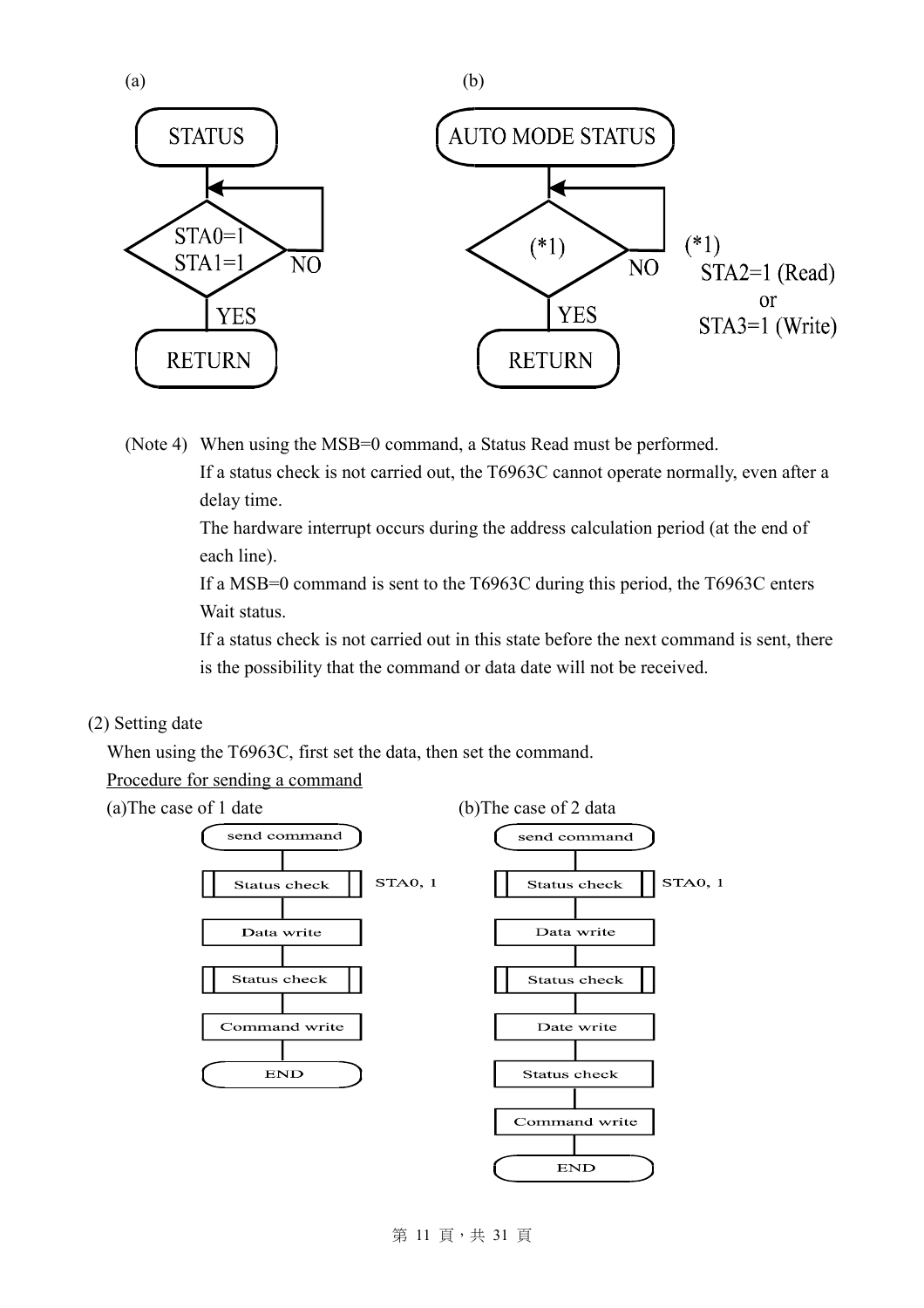(a)

STATUS → STA0=1 / STA1=1 — NO (loop back) / YES → RETURN

(b)

AUTO MODE STATUS → (*1) — NO (loop back) / YES → RETURN

(*1)
STA2=1 (Read)
or
STA3=1 (Write)

(Note 4) When using the MSB=0 command, a Status Read must be performed.
If a status check is not carried out, the T6963C cannot operate normally, even after a delay time.
The hardware interrupt occurs during the address calculation period (at the end of each line).
If a MSB=0 command is sent to the T6963C during this period, the T6963C enters Wait status.
If a status check is not carried out in this state before the next command is sent, there is the possibility that the command or data date will not be received.

(2) Setting date

When using the T6963C, first set the data, then set the command.

Procedure for sending a command

(a)The case of 1 date

send command → Status check (STA0, 1) → Data write → Status check → Command write → END

(b)The case of 2 data

send command → Status check (STA0, 1) → Data write → Status check → Date write → Status check → Command write → END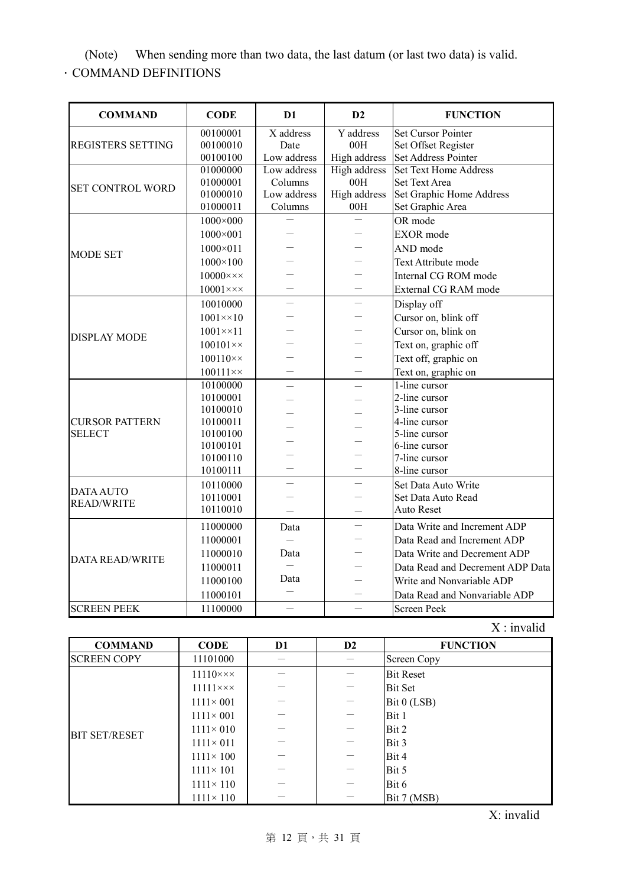(Note) When sending more than two data, the last datum (or last two data) is valid.

· COMMAND DEFINITIONS

| COMMAND | CODE | D1 | D2 | FUNCTION |
|---|---|---|---|---|
| REGISTERS SETTING | 00100001 | X address | Y address | Set Cursor Pointer |
| | 00100010 | Date | 00H | Set Offset Register |
| | 00100100 | Low address | High address | Set Address Pointer |
| SET CONTROL WORD | 01000000 | Low address | High address | Set Text Home Address |
| | 01000001 | Columns | 00H | Set Text Area |
| | 01000010 | Low address | High address | Set Graphic Home Address |
| | 01000011 | Columns | 00H | Set Graphic Area |
| MODE SET | 1000×000 | — | — | OR mode |
| | 1000×001 | — | — | EXOR mode |
| | 1000×011 | — | — | AND mode |
| | 1000×100 | — | — | Text Attribute mode |
| | 10000××× | — | — | Internal CG ROM mode |
| | 10001××× | — | — | External CG RAM mode |
| DISPLAY MODE | 10010000 | — | — | Display off |
| | 1001××10 | — | — | Cursor on, blink off |
| | 1001××11 | — | — | Cursor on, blink on |
| | 100101×× | — | — | Text on, graphic off |
| | 100110×× | — | — | Text off, graphic on |
| | 100111×× | — | — | Text on, graphic on |
| CURSOR PATTERN SELECT | 10100000 | — | — | 1-line cursor |
| | 10100001 | — | — | 2-line cursor |
| | 10100010 | — | — | 3-line cursor |
| | 10100011 | — | — | 4-line cursor |
| | 10100100 | — | — | 5-line cursor |
| | 10100101 | — | — | 6-line cursor |
| | 10100110 | — | — | 7-line cursor |
| | 10100111 | — | — | 8-line cursor |
| DATA AUTO READ/WRITE | 10110000 | — | — | Set Data Auto Write |
| | 10110001 | — | — | Set Data Auto Read |
| | 10110010 | — | — | Auto Reset |
| DATA READ/WRITE | 11000000 | Data | — | Data Write and Increment ADP |
| | 11000001 | — | — | Data Read and Increment ADP |
| | 11000010 | Data | — | Data Write and Decrement ADP |
| | 11000011 | — | — | Data Read and Decrement ADP Data |
| | 11000100 | Data | — | Write and Nonvariable ADP |
| | 11000101 | — | — | Data Read and Nonvariable ADP |
| SCREEN PEEK | 11100000 | — | — | Screen Peek |

X : invalid

| COMMAND | CODE | D1 | D2 | FUNCTION |
|---|---|---|---|---|
| SCREEN COPY | 11101000 | — | — | Screen Copy |
| BIT SET/RESET | 11110××× | — | — | Bit Reset |
| | 11111××× | — | — | Bit Set |
| | 1111× 001 | — | — | Bit 0 (LSB) |
| | 1111× 001 | — | — | Bit 1 |
| | 1111× 010 | — | — | Bit 2 |
| | 1111× 011 | — | — | Bit 3 |
| | 1111× 100 | — | — | Bit 4 |
| | 1111× 101 | — | — | Bit 5 |
| | 1111× 110 | — | — | Bit 6 |
| | 1111× 110 | — | — | Bit 7 (MSB) |

X: invalid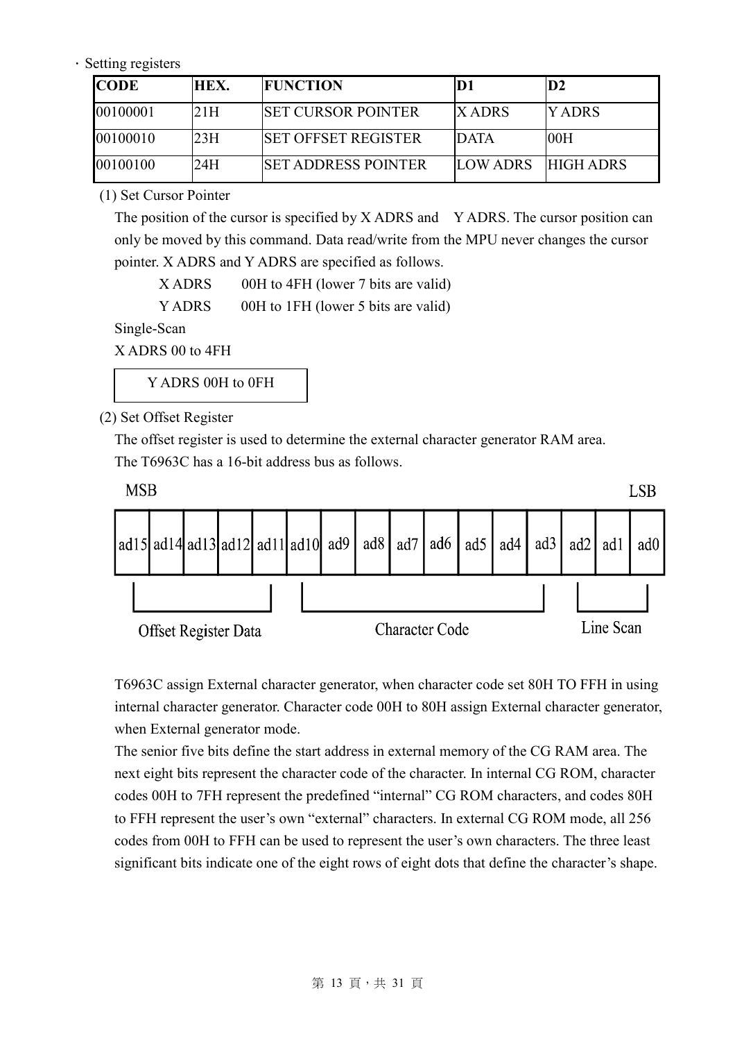· Setting registers

| CODE | HEX. | FUNCTION | D1 | D2 |
|---|---|---|---|---|
| 00100001 | 21H | SET CURSOR POINTER | X ADRS | Y ADRS |
| 00100010 | 23H | SET OFFSET REGISTER | DATA | 00H |
| 00100100 | 24H | SET ADDRESS POINTER | LOW ADRS | HIGH ADRS |

(1) Set Cursor Pointer

The position of the cursor is specified by X ADRS and Y ADRS. The cursor position can only be moved by this command. Data read/write from the MPU never changes the cursor pointer. X ADRS and Y ADRS are specified as follows.

X ADRS 00H to 4FH (lower 7 bits are valid)

Y ADRS 00H to 1FH (lower 5 bits are valid)

Single-Scan

X ADRS 00 to 4FH

| Y ADRS 00H to 0FH |
|---|

(2) Set Offset Register

The offset register is used to determine the external character generator RAM area. The T6963C has a 16-bit address bus as follows.

MSB LSB

| ad15 | ad14 | ad13 | ad12 | ad11 | ad10 | ad9 | ad8 | ad7 | ad6 | ad5 | ad4 | ad3 | ad2 | ad1 | ad0 |
|---|---|---|---|---|---|---|---|---|---|---|---|---|---|---|---|
| Offset Register Data | | | | | Character Code | | | | | | | | Line Scan | | |

T6963C assign External character generator, when character code set 80H TO FFH in using internal character generator. Character code 00H to 80H assign External character generator, when External generator mode.

The senior five bits define the start address in external memory of the CG RAM area. The next eight bits represent the character code of the character. In internal CG ROM, character codes 00H to 7FH represent the predefined "internal" CG ROM characters, and codes 80H to FFH represent the user's own "external" characters. In external CG ROM mode, all 256 codes from 00H to FFH can be used to represent the user's own characters. The three least significant bits indicate one of the eight rows of eight dots that define the character's shape.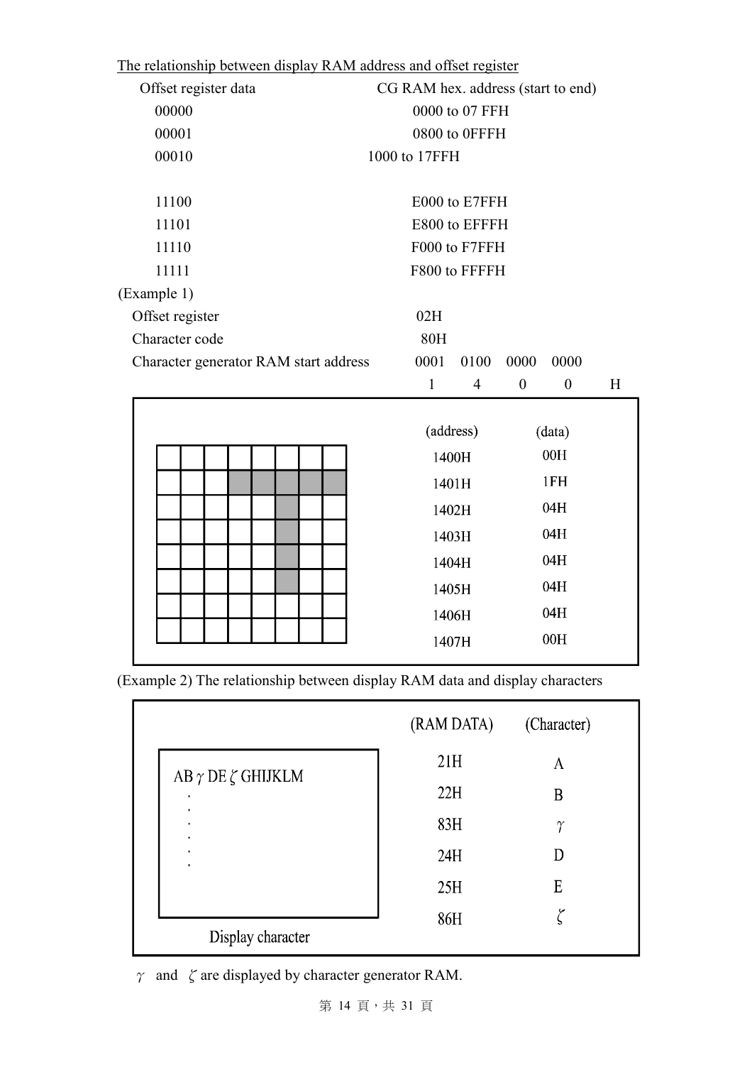The relationship between display RAM address and offset register

| Offset register data | CG RAM hex. address (start to end) |
|---|---|
| 00000 | 0000 to 07 FFH |
| 00001 | 0800 to 0FFFH |
| 00010 | 1000 to 17FFH |
| | |
| 11100 | E000 to E7FFH |
| 11101 | E800 to EFFFH |
| 11110 | F000 to F7FFH |
| 11111 | F800 to FFFFH |

(Example 1)

| | | | | | |
|---|---|---|---|---|---|
| Offset register | 02H | | | | |
| Character code | 80H | | | | |
| Character generator RAM start address | 0001 | 0100 | 0000 | 0000 | |
| | 1 | 4 | 0 | 0 | H |

| (address) | (data) |
|---|---|
| 1400H | 00H |
| 1401H | 1FH |
| 1402H | 04H |
| 1403H | 04H |
| 1404H | 04H |
| 1405H | 04H |
| 1406H | 04H |
| 1407H | 00H |

(Example 2) The relationship between display RAM data and display characters

Display character: AB $\gamma$ DE $\zeta$ GHIJKLM

| (RAM DATA) | (Character) |
|---|---|
| 21H | A |
| 22H | B |
| 83H | $\gamma$ |
| 24H | D |
| 25H | E |
| 86H | $\zeta$ |

$\gamma$ and $\zeta$ are displayed by character generator RAM.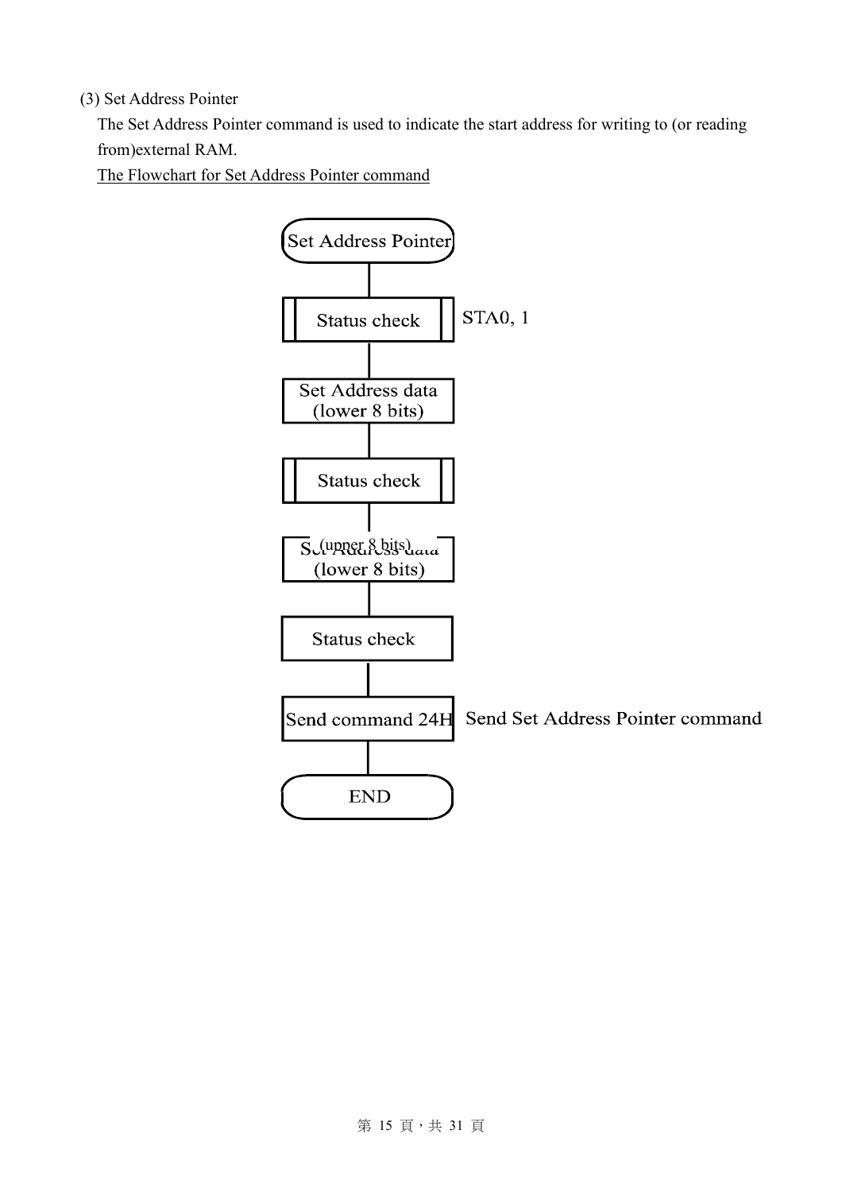(3) Set Address Pointer

The Set Address Pointer command is used to indicate the start address for writing to (or reading from)external RAM.

<u>The Flowchart for Set Address Pointer command</u>

```
Set Address Pointer
        |
  Status check            STA0, 1
        |
  Set Address data
  (lower 8 bits)
        |
  Status check
        |
  Set Address data
  (upper 8 bits)
        |
  Status check
        |
  Send command 24H        Send Set Address Pointer command
        |
       END
```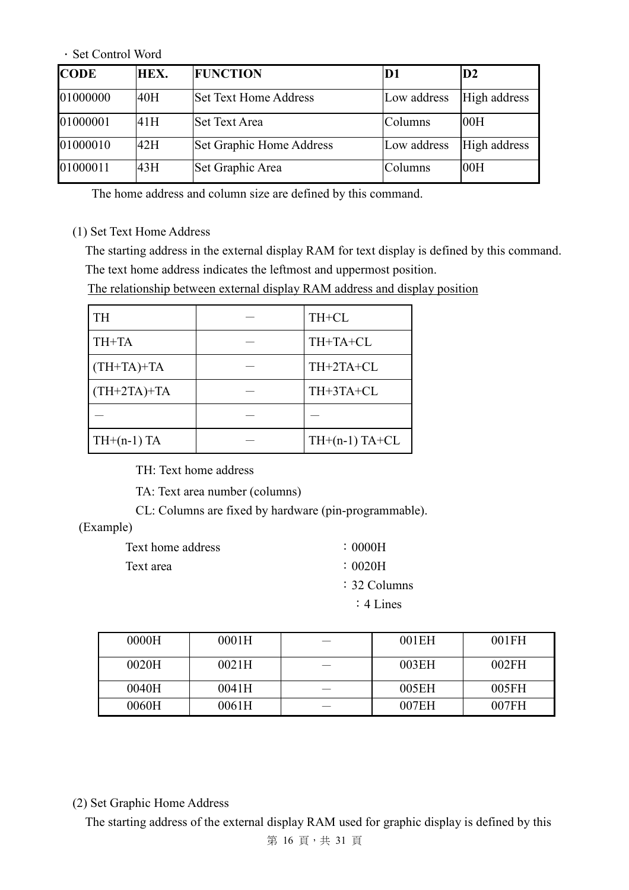· Set Control Word

| CODE | HEX. | FUNCTION | D1 | D2 |
|---|---|---|---|---|
| 01000000 | 40H | Set Text Home Address | Low address | High address |
| 01000001 | 41H | Set Text Area | Columns | 00H |
| 01000010 | 42H | Set Graphic Home Address | Low address | High address |
| 01000011 | 43H | Set Graphic Area | Columns | 00H |

The home address and column size are defined by this command.

(1) Set Text Home Address

The starting address in the external display RAM for text display is defined by this command. The text home address indicates the leftmost and uppermost position.

The relationship between external display RAM address and display position

| TH | — | TH+CL |
|---|---|---|
| TH+TA | — | TH+TA+CL |
| (TH+TA)+TA | — | TH+2TA+CL |
| (TH+2TA)+TA | — | TH+3TA+CL |
| — | — | — |
| TH+(n-1) TA | — | TH+(n-1) TA+CL |

TH: Text home address

TA: Text area number (columns)

CL: Columns are fixed by hardware (pin-programmable).

(Example)

Text home address ：0000H

Text area ：0020H

：32 Columns

：4 Lines

| 0000H | 0001H | — | 001EH | 001FH |
|---|---|---|---|---|
| 0020H | 0021H | — | 003EH | 002FH |
| 0040H | 0041H | — | 005EH | 005FH |
| 0060H | 0061H | — | 007EH | 007FH |

(2) Set Graphic Home Address

The starting address of the external display RAM used for graphic display is defined by this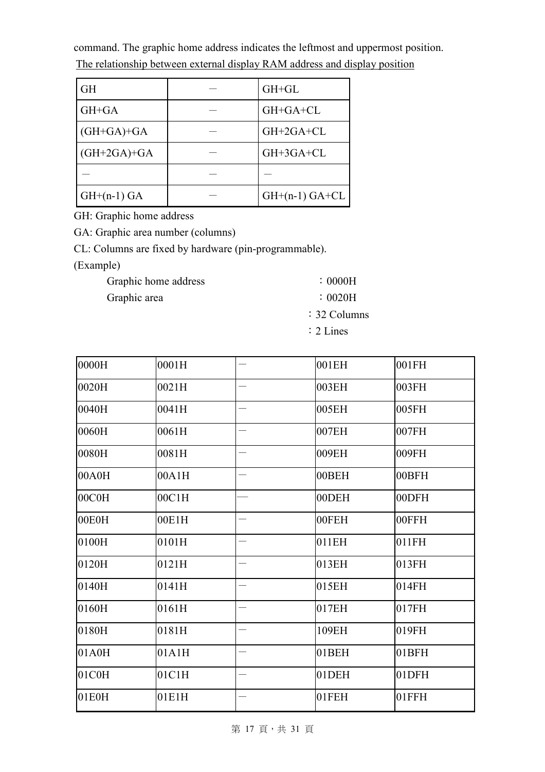command. The graphic home address indicates the leftmost and uppermost position.

The relationship between external display RAM address and display position

| GH | — | GH+GL |
|---|---|---|
| GH+GA | — | GH+GA+CL |
| (GH+GA)+GA | — | GH+2GA+CL |
| (GH+2GA)+GA | — | GH+3GA+CL |
| — | — | — |
| GH+(n-1) GA | — | GH+(n-1) GA+CL |

GH: Graphic home address

GA: Graphic area number (columns)

CL: Columns are fixed by hardware (pin-programmable).

(Example)

Graphic home address ：0000H

Graphic area ：0020H

：32 Columns

：2 Lines

| 0000H | 0001H | — | 001EH | 001FH |
|---|---|---|---|---|
| 0020H | 0021H | — | 003EH | 003FH |
| 0040H | 0041H | — | 005EH | 005FH |
| 0060H | 0061H | — | 007EH | 007FH |
| 0080H | 0081H | — | 009EH | 009FH |
| 00A0H | 00A1H | — | 00BEH | 00BFH |
| 00C0H | 00C1H | — | 00DEH | 00DFH |
| 00E0H | 00E1H | — | 00FEH | 00FFH |
| 0100H | 0101H | — | 011EH | 011FH |
| 0120H | 0121H | — | 013EH | 013FH |
| 0140H | 0141H | — | 015EH | 014FH |
| 0160H | 0161H | — | 017EH | 017FH |
| 0180H | 0181H | — | 109EH | 019FH |
| 01A0H | 01A1H | — | 01BEH | 01BFH |
| 01C0H | 01C1H | — | 01DEH | 01DFH |
| 01E0H | 01E1H | — | 01FEH | 01FFH |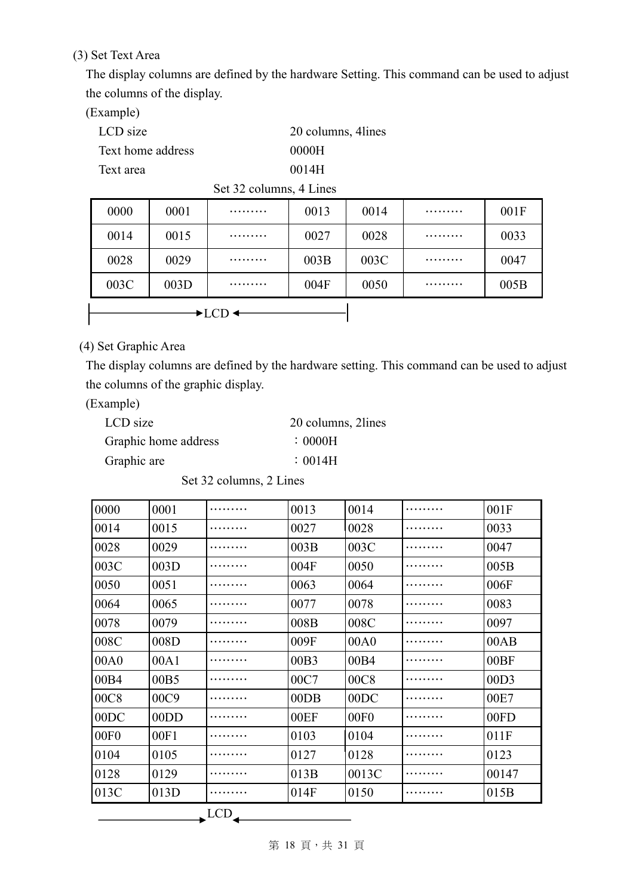(3) Set Text Area

The display columns are defined by the hardware Setting. This command can be used to adjust the columns of the display.

(Example)

| | |
|---|---|
| LCD size | 20 columns, 4lines |
| Text home address | 0000H |
| Text area | 0014H |

Set 32 columns, 4 Lines

| | | | | | | |
|---|---|---|---|---|---|---|
| 0000 | 0001 | ……… | 0013 | 0014 | ……… | 001F |
| 0014 | 0015 | ……… | 0027 | 0028 | ……… | 0033 |
| 0028 | 0029 | ……… | 003B | 003C | ……… | 0047 |
| 003C | 003D | ……… | 004F | 0050 | ……… | 005B |

→LCD←

(4) Set Graphic Area

The display columns are defined by the hardware setting. This command can be used to adjust the columns of the graphic display.

(Example)

| | |
|---|---|
| LCD size | 20 columns, 2lines |
| Graphic home address | ：0000H |
| Graphic are | ：0014H |

Set 32 columns, 2 Lines

| | | | | | | |
|---|---|---|---|---|---|---|
| 0000 | 0001 | ……… | 0013 | 0014 | ……… | 001F |
| 0014 | 0015 | ……… | 0027 | 0028 | ……… | 0033 |
| 0028 | 0029 | ……… | 003B | 003C | ……… | 0047 |
| 003C | 003D | ……… | 004F | 0050 | ……… | 005B |
| 0050 | 0051 | ……… | 0063 | 0064 | ……… | 006F |
| 0064 | 0065 | ……… | 0077 | 0078 | ……… | 0083 |
| 0078 | 0079 | ……… | 008B | 008C | ……… | 0097 |
| 008C | 008D | ……… | 009F | 00A0 | ……… | 00AB |
| 00A0 | 00A1 | ……… | 00B3 | 00B4 | ……… | 00BF |
| 00B4 | 00B5 | ……… | 00C7 | 00C8 | ……… | 00D3 |
| 00C8 | 00C9 | ……… | 00DB | 00DC | ……… | 00E7 |
| 00DC | 00DD | ……… | 00EF | 00F0 | ……… | 00FD |
| 00F0 | 00F1 | ……… | 0103 | 0104 | ……… | 011F |
| 0104 | 0105 | ……… | 0127 | 0128 | ……… | 0123 |
| 0128 | 0129 | ……… | 013B | 0013C | ……… | 00147 |
| 013C | 013D | ……… | 014F | 0150 | ……… | 015B |

→LCD←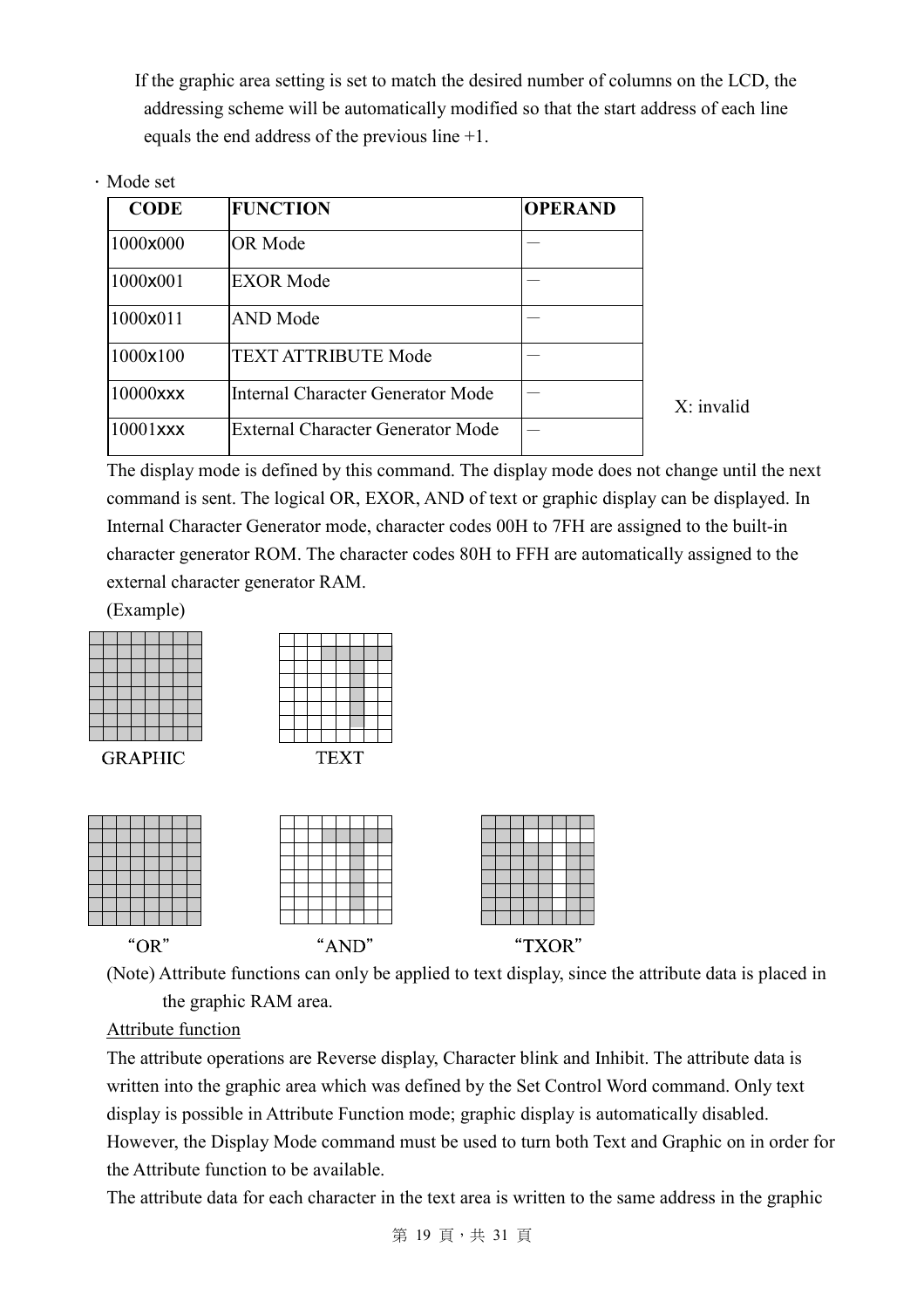If the graphic area setting is set to match the desired number of columns on the LCD, the addressing scheme will be automatically modified so that the start address of each line equals the end address of the previous line +1.

・Mode set

| CODE | FUNCTION | OPERAND |
|---|---|---|
| 1000x000 | OR Mode | — |
| 1000x001 | EXOR Mode | — |
| 1000x011 | AND Mode | — |
| 1000x100 | TEXT ATTRIBUTE Mode | — |
| 10000xxx | Internal Character Generator Mode | — |
| 10001xxx | External Character Generator Mode | — |

X: invalid

The display mode is defined by this command. The display mode does not change until the next command is sent. The logical OR, EXOR, AND of text or graphic display can be displayed. In Internal Character Generator mode, character codes 00H to 7FH are assigned to the built-in character generator ROM. The character codes 80H to FFH are automatically assigned to the external character generator RAM.

(Example)

GRAPHIC TEXT

"OR" "AND" "TXOR"

(Note) Attribute functions can only be applied to text display, since the attribute data is placed in the graphic RAM area.

Attribute function

The attribute operations are Reverse display, Character blink and Inhibit. The attribute data is written into the graphic area which was defined by the Set Control Word command. Only text display is possible in Attribute Function mode; graphic display is automatically disabled. However, the Display Mode command must be used to turn both Text and Graphic on in order for the Attribute function to be available.

The attribute data for each character in the text area is written to the same address in the graphic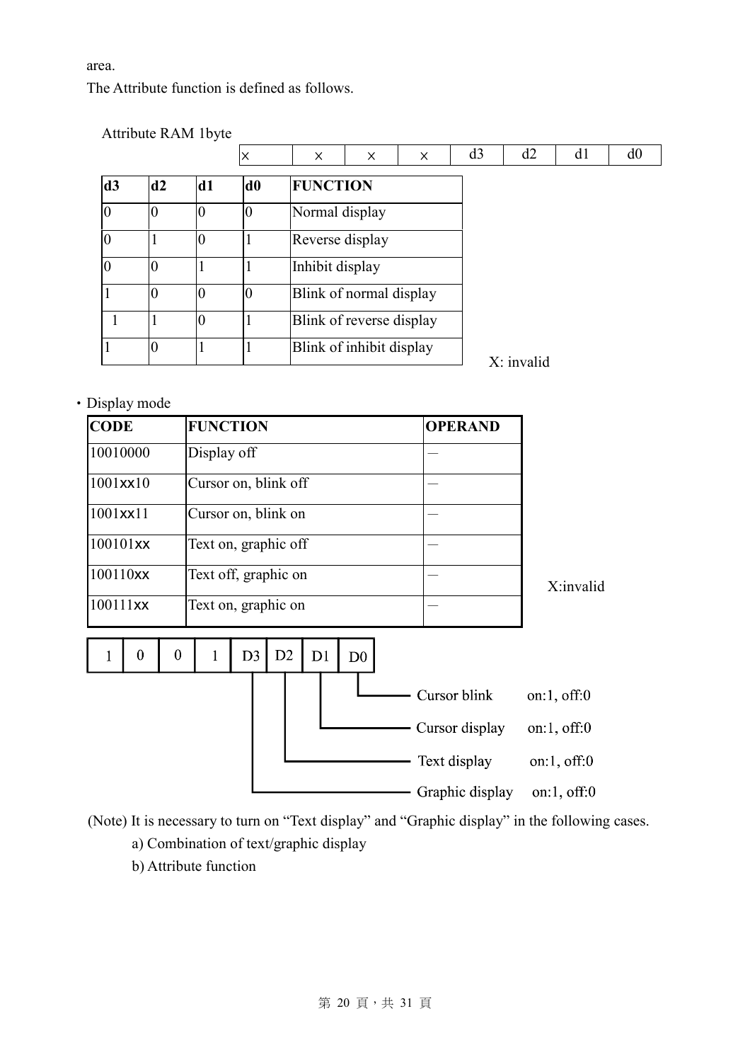area.

The Attribute function is defined as follows.

Attribute RAM 1byte

| × | × | × | × | d3 | d2 | d1 | d0 |
|---|---|---|---|---|---|---|---|

| d3 | d2 | d1 | d0 | FUNCTION |
|---|---|---|---|---|
| 0 | 0 | 0 | 0 | Normal display |
| 0 | 1 | 0 | 1 | Reverse display |
| 0 | 0 | 1 | 1 | Inhibit display |
| 1 | 0 | 0 | 0 | Blink of normal display |
| 1 | 1 | 0 | 1 | Blink of reverse display |
| 1 | 0 | 1 | 1 | Blink of inhibit display |

X: invalid

・Display mode

| CODE | FUNCTION | OPERAND |
|---|---|---|
| 10010000 | Display off | — |
| 1001xx10 | Cursor on, blink off | — |
| 1001xx11 | Cursor on, blink on | — |
| 100101xx | Text on, graphic off | — |
| 100110xx | Text off, graphic on | — |
| 100111xx | Text on, graphic on | — |

X:invalid

| 1 | 0 | 0 | 1 | D3 | D2 | D1 | D0 |
|---|---|---|---|---|---|---|---|

- D0: Cursor blink on:1, off:0
- D1: Cursor display on:1, off:0
- D2: Text display on:1, off:0
- D3: Graphic display on:1, off:0

(Note) It is necessary to turn on "Text display" and "Graphic display" in the following cases.

a) Combination of text/graphic display

b) Attribute function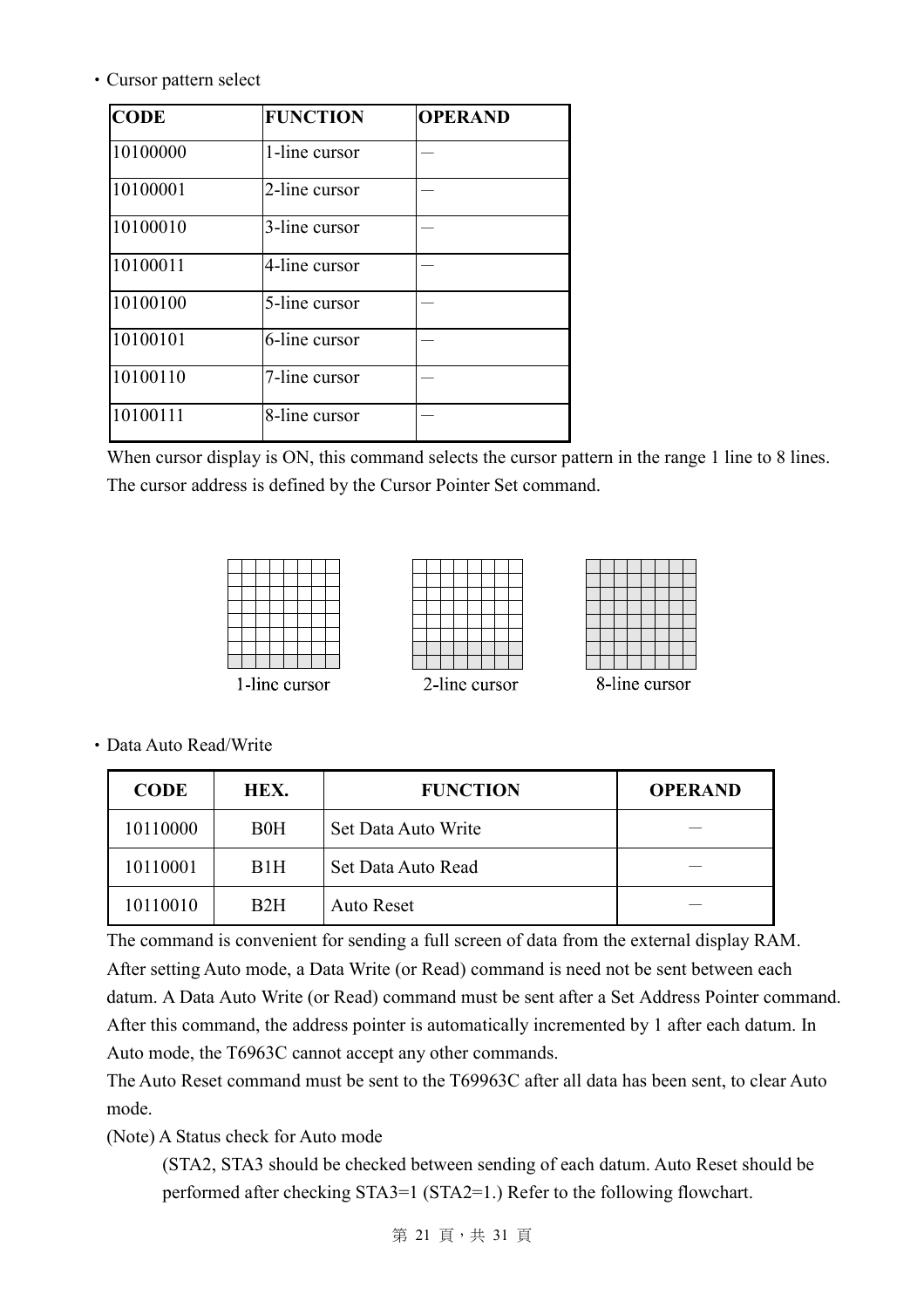・Cursor pattern select

| CODE | FUNCTION | OPERAND |
|---|---|---|
| 10100000 | 1-line cursor | — |
| 10100001 | 2-line cursor | — |
| 10100010 | 3-line cursor | — |
| 10100011 | 4-line cursor | — |
| 10100100 | 5-line cursor | — |
| 10100101 | 6-line cursor | — |
| 10100110 | 7-line cursor | — |
| 10100111 | 8-line cursor | — |

When cursor display is ON, this command selects the cursor pattern in the range 1 line to 8 lines. The cursor address is defined by the Cursor Pointer Set command.

1-line cursor　　2-line cursor　　8-line cursor

・Data Auto Read/Write

| CODE | HEX. | FUNCTION | OPERAND |
|---|---|---|---|
| 10110000 | B0H | Set Data Auto Write | — |
| 10110001 | B1H | Set Data Auto Read | — |
| 10110010 | B2H | Auto Reset | — |

The command is convenient for sending a full screen of data from the external display RAM. After setting Auto mode, a Data Write (or Read) command is need not be sent between each datum. A Data Auto Write (or Read) command must be sent after a Set Address Pointer command. After this command, the address pointer is automatically incremented by 1 after each datum. In Auto mode, the T6963C cannot accept any other commands.

The Auto Reset command must be sent to the T69963C after all data has been sent, to clear Auto mode.

(Note) A Status check for Auto mode

(STA2, STA3 should be checked between sending of each datum. Auto Reset should be performed after checking STA3=1 (STA2=1.) Refer to the following flowchart.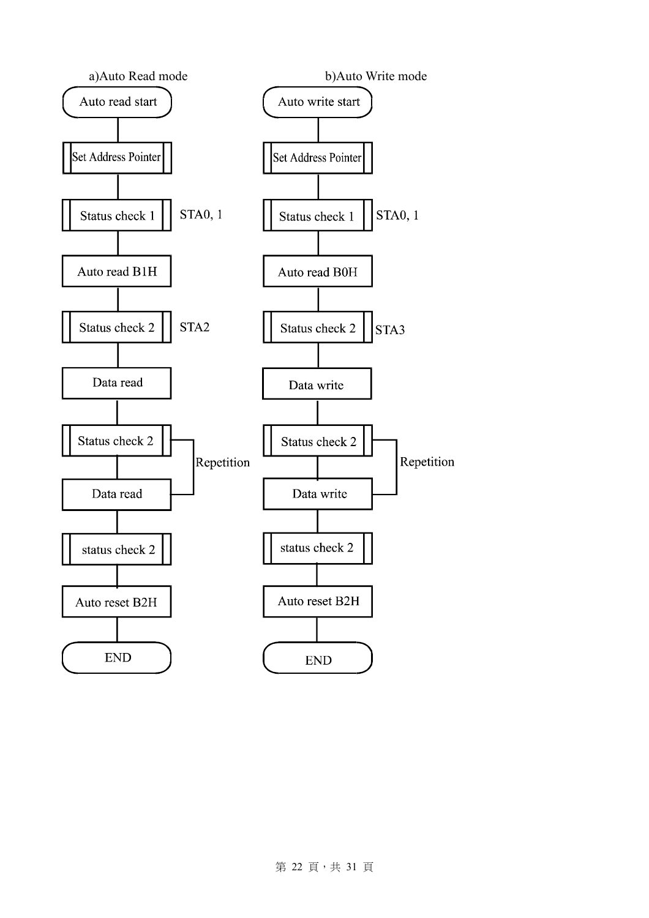a)Auto Read mode

- Auto read start
- Set Address Pointer
- Status check 1 — STA0, 1
- Auto read B1H
- Status check 2 — STA2
- Data read
- Status check 2 — Repetition
- Data read — Repetition
- status check 2
- Auto reset B2H
- END

b)Auto Write mode

- Auto write start
- Set Address Pointer
- Status check 1 — STA0, 1
- Auto read B0H
- Status check 2 — STA3
- Data write
- Status check 2 — Repetition
- Data write — Repetition
- status check 2
- Auto reset B2H
- END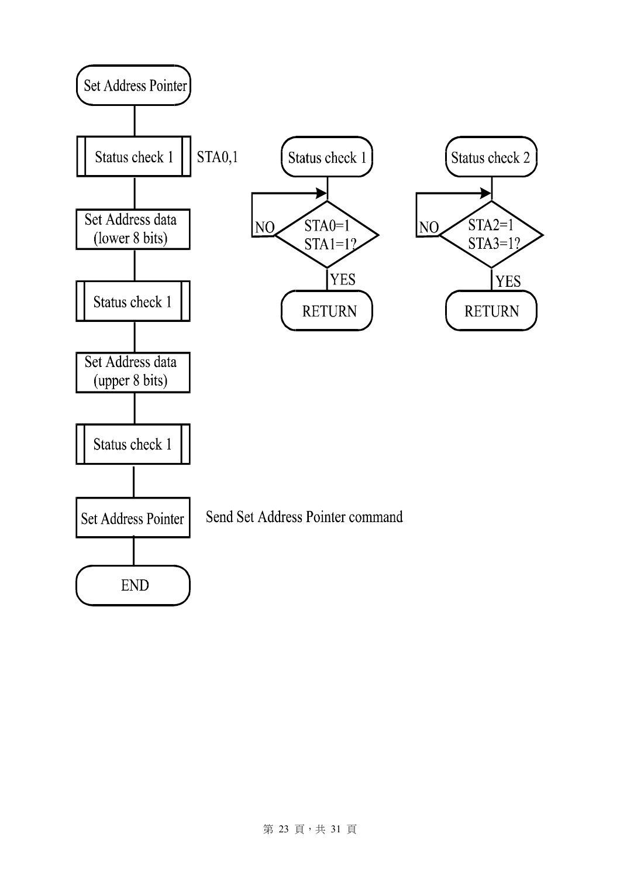Set Address Pointer

Status check 1 — STA0,1

Set Address data (lower 8 bits)

Status check 1

Set Address data (upper 8 bits)

Status check 1

Set Address Pointer — Send Set Address Pointer command

END

Status check 1

STA0=1 STA1=1?

NO

YES

RETURN

Status check 2

STA2=1 STA3=1?

NO

YES

RETURN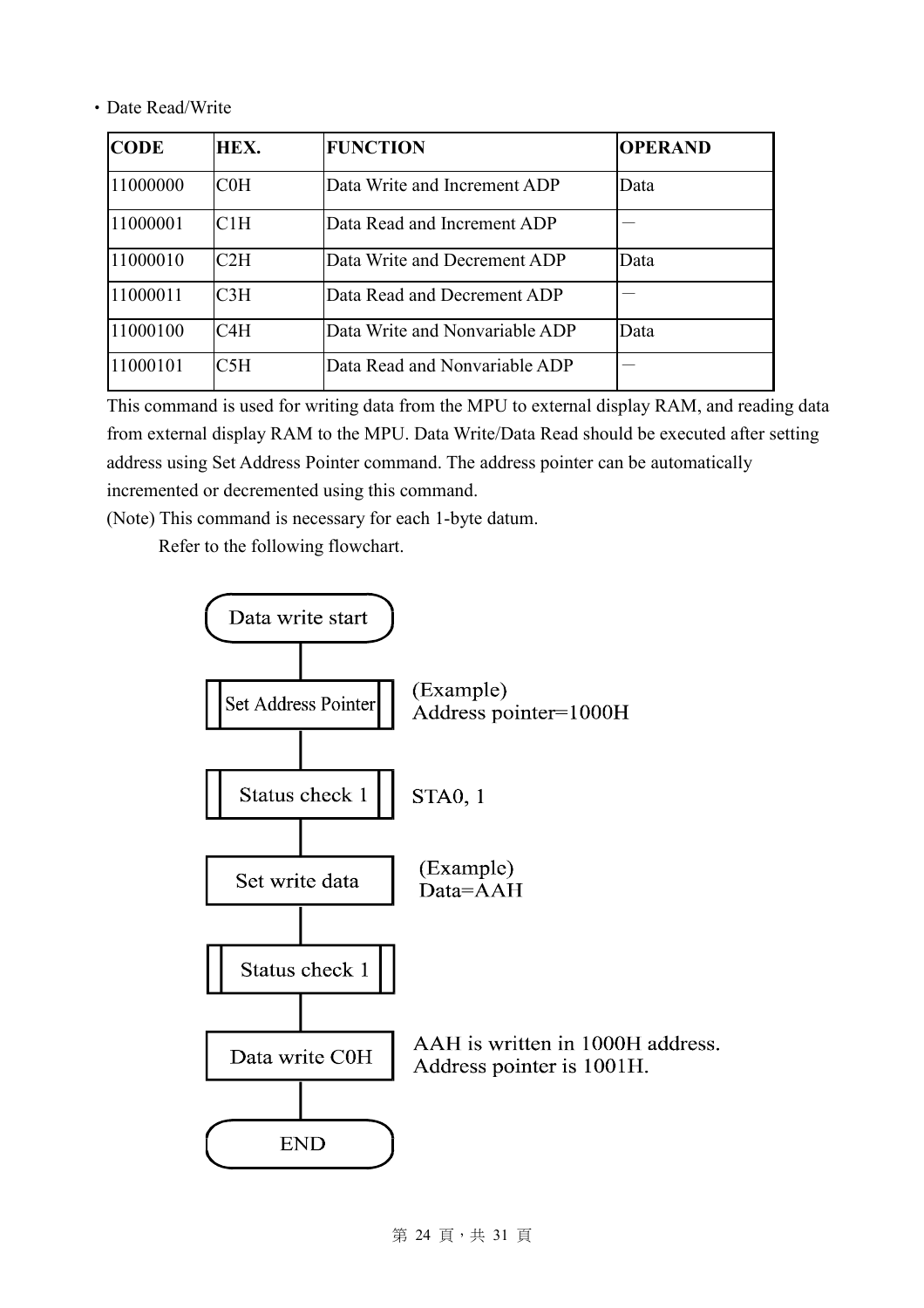・Date Read/Write

| CODE | HEX. | FUNCTION | OPERAND |
|---|---|---|---|
| 11000000 | C0H | Data Write and Increment ADP | Data |
| 11000001 | C1H | Data Read and Increment ADP | － |
| 11000010 | C2H | Data Write and Decrement ADP | Data |
| 11000011 | C3H | Data Read and Decrement ADP | － |
| 11000100 | C4H | Data Write and Nonvariable ADP | Data |
| 11000101 | C5H | Data Read and Nonvariable ADP | － |

This command is used for writing data from the MPU to external display RAM, and reading data from external display RAM to the MPU. Data Write/Data Read should be executed after setting address using Set Address Pointer command. The address pointer can be automatically incremented or decremented using this command.

(Note) This command is necessary for each 1-byte datum.

Refer to the following flowchart.

Data write start

Set Address Pointer — (Example) Address pointer=1000H

Status check 1 — STA0, 1

Set write data — (Example) Data=AAH

Status check 1

Data write C0H — AAH is written in 1000H address. Address pointer is 1001H.

END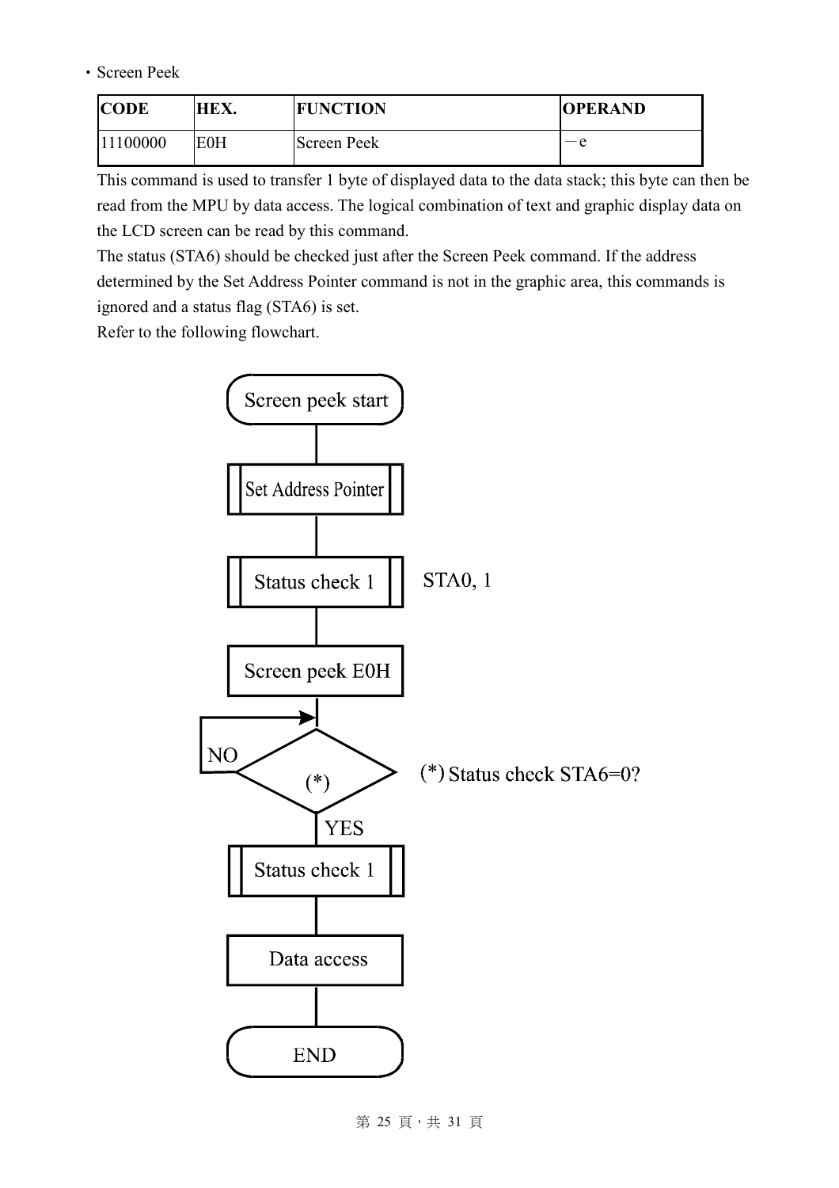- Screen Peek

| CODE | HEX. | FUNCTION | OPERAND |
| --- | --- | --- | --- |
| 11100000 | E0H | Screen Peek | －e |

This command is used to transfer 1 byte of displayed data to the data stack; this byte can then be read from the MPU by data access. The logical combination of text and graphic display data on the LCD screen can be read by this command.

The status (STA6) should be checked just after the Screen Peek command. If the address determined by the Set Address Pointer command is not in the graphic area, this commands is ignored and a status flag (STA6) is set.

Refer to the following flowchart.

Screen peek start

Set Address Pointer

Status check 1 — STA0, 1

Screen peek E0H

(*) — NO / YES — (*) Status check STA6=0?

Status check 1

Data access

END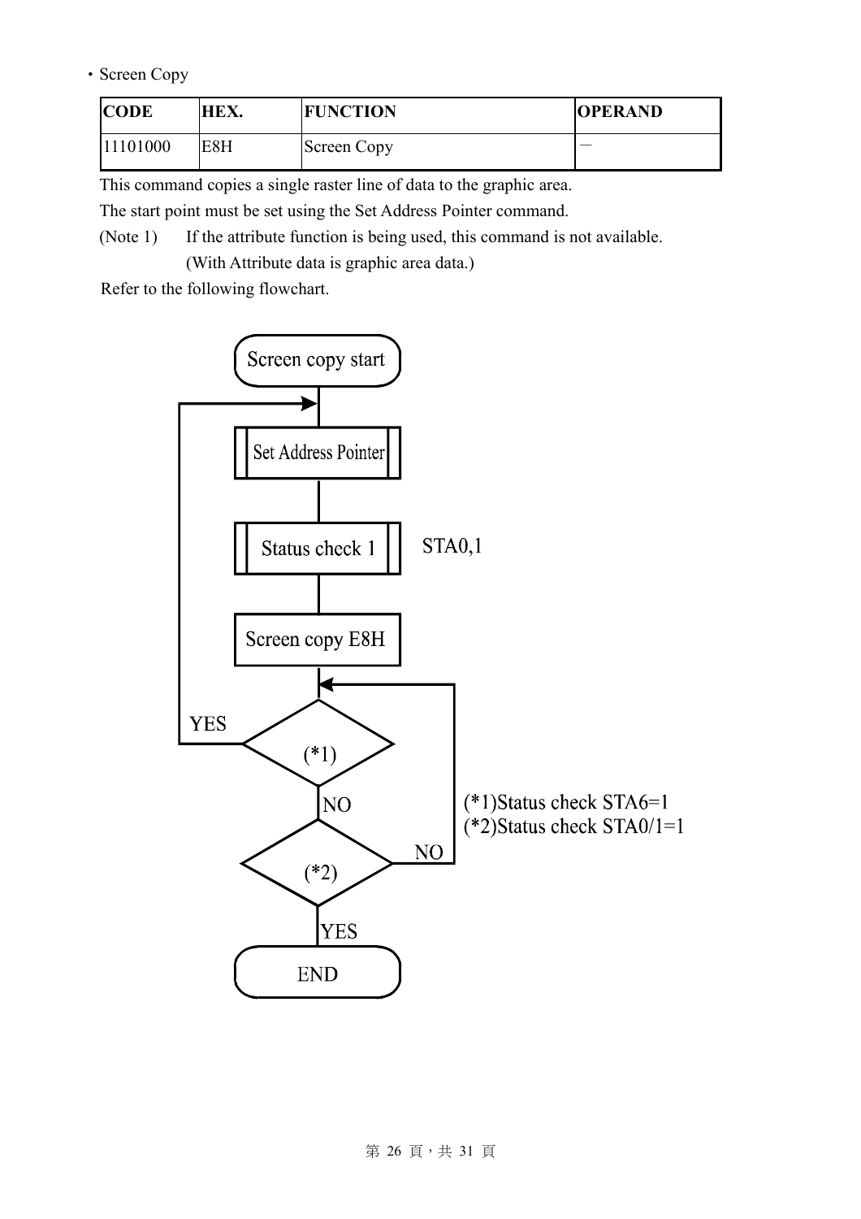・Screen Copy

| CODE | HEX. | FUNCTION | OPERAND |
|---|---|---|---|
| 11101000 | E8H | Screen Copy | — |

This command copies a single raster line of data to the graphic area.

The start point must be set using the Set Address Pointer command.

(Note 1) If the attribute function is being used, this command is not available.
(With Attribute data is graphic area data.)

Refer to the following flowchart.

Screen copy start

Set Address Pointer

Status check 1 STA0,1

Screen copy E8H

(*1) YES / NO

(*2) NO / YES

END

(*1)Status check STA6=1
(*2)Status check STA0/1=1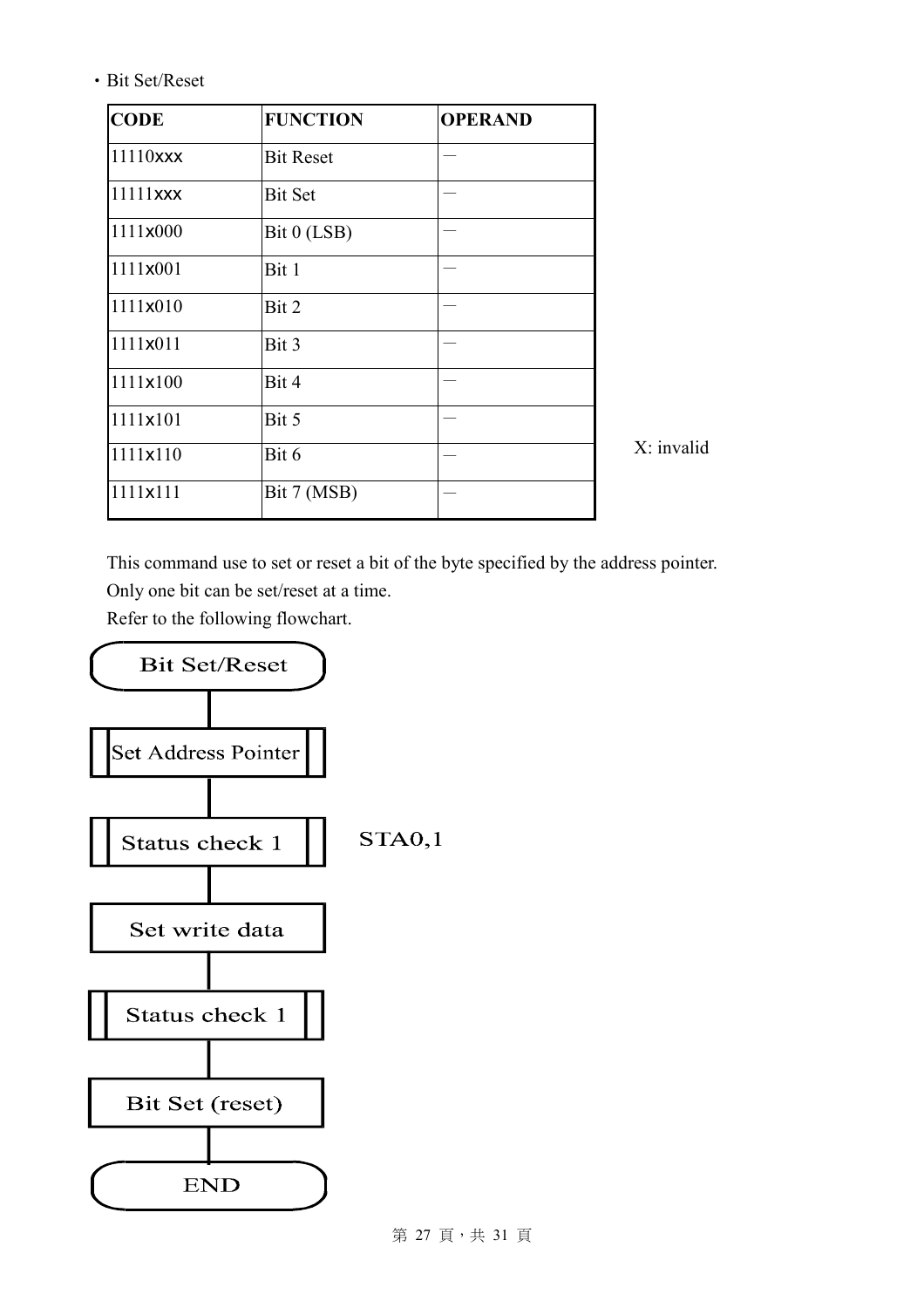・Bit Set/Reset

| CODE | FUNCTION | OPERAND |
|---|---|---|
| 11110xxx | Bit Reset | — |
| 11111xxx | Bit Set | — |
| 1111x000 | Bit 0 (LSB) | — |
| 1111x001 | Bit 1 | — |
| 1111x010 | Bit 2 | — |
| 1111x011 | Bit 3 | — |
| 1111x100 | Bit 4 | — |
| 1111x101 | Bit 5 | — |
| 1111x110 | Bit 6 | — |
| 1111x111 | Bit 7 (MSB) | — |

X: invalid

This command use to set or reset a bit of the byte specified by the address pointer.
Only one bit can be set/reset at a time.
Refer to the following flowchart.

Bit Set/Reset → Set Address Pointer → Status check 1 (STA0,1) → Set write data → Status check 1 → Bit Set (reset) → END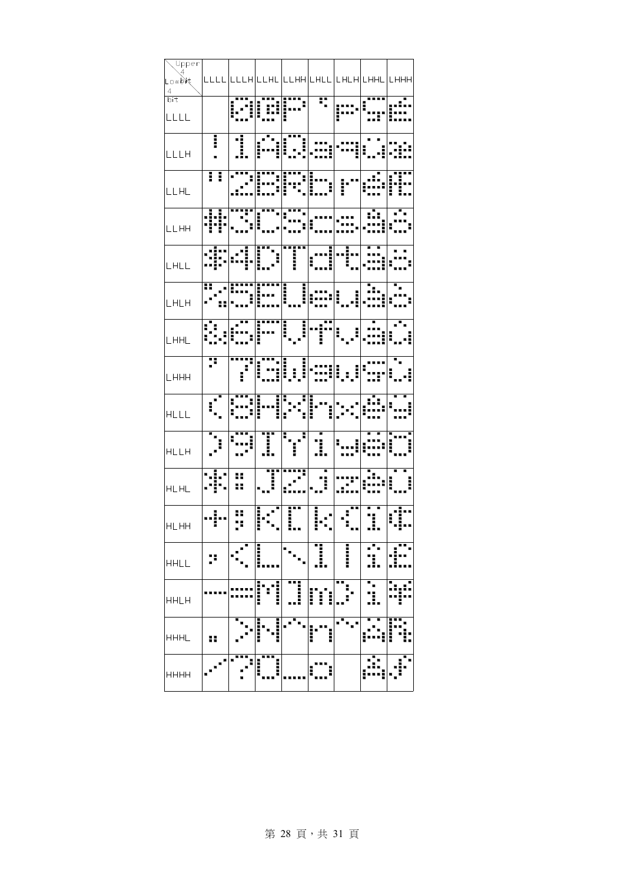| Upper 4 bit / Lower 4 bit | LLLL | LLLH | LLHL | LLHH | LHLL | LHLH | LHHL | LHHH |
|---|---|---|---|---|---|---|---|---|
| LLLL | | 0 | @ | P | ` | p | Ç | É |
| LLLH | ! | 1 | A | Q | a | q | ü | æ |
| LLHL | " | 2 | B | R | b | r | é | Æ |
| LLHH | # | 3 | C | S | c | s | â | ô |
| LHLL | $ | 4 | D | T | d | t | ä | ö |
| LHLH | % | 5 | E | U | e | u | à | ò |
| LHHL | & | 6 | F | V | f | v | å | û |
| LHHH | ' | 7 | G | W | g | w | ç | ù |
| HLLL | ( | 8 | H | X | h | x | ê | ÿ |
| HLLH | ) | 9 | I | Y | i | y | ë | Ö |
| HLHL | * | : | J | Z | j | z | è | Ü |
| HLHH | + | ; | K | [ | k | { | ï | ¢ |
| HHLL | , | < | L | \ | l | \| | î | £ |
| HHLH | - | = | M | ] | m | } | ì | ¥ |
| HHHL | . | > | N | ^ | n | ~ | Ä | ₧ |
| HHHH | / | ? | O | _ | o | | Å | ƒ |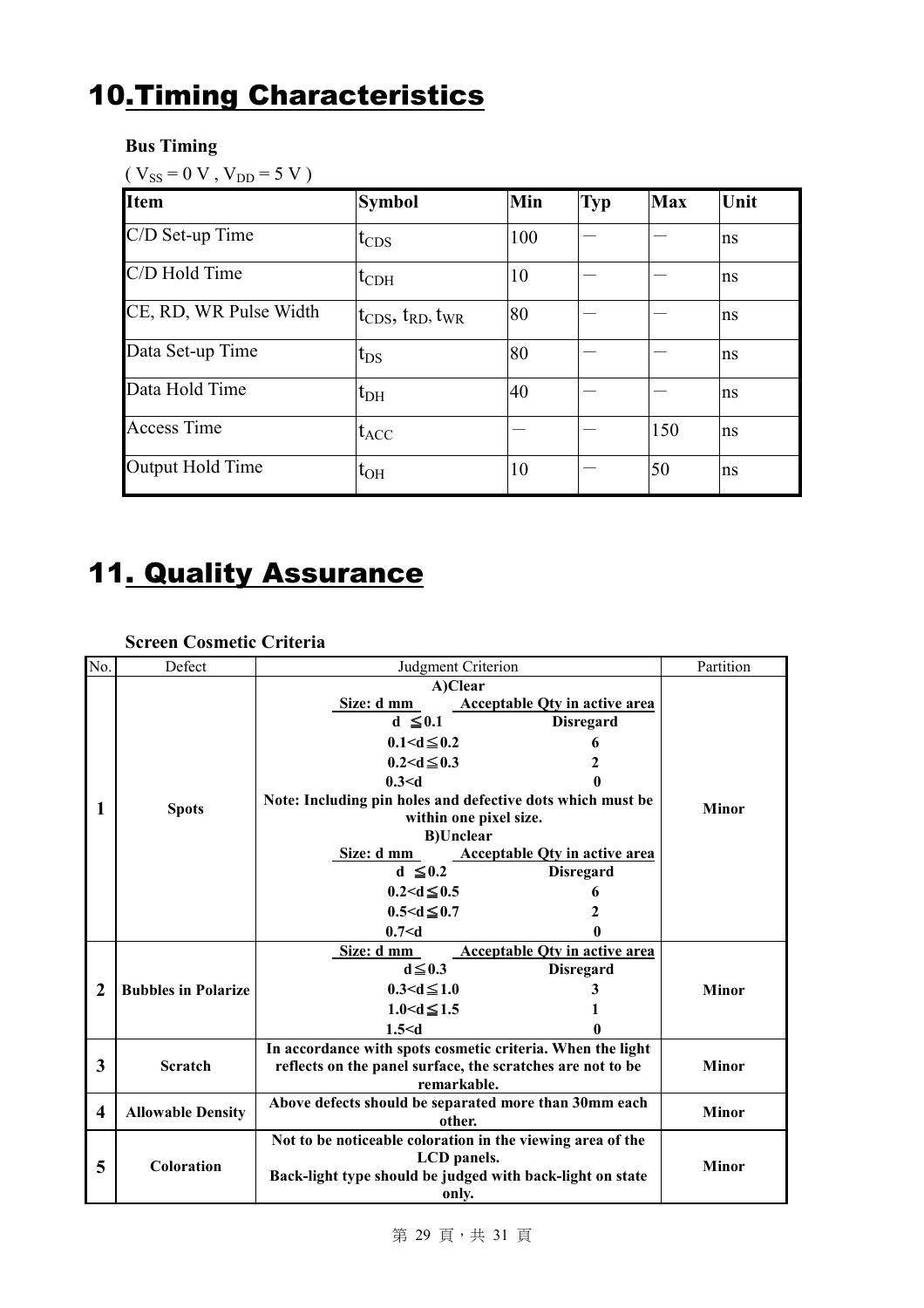# 10.Timing Characteristics

**Bus Timing**

( $V_{SS}$ = 0 V , $V_{DD}$ = 5 V )

| Item | Symbol | Min | Typ | Max | Unit |
|---|---|---|---|---|---|
| C/D Set-up Time | $t_{CDS}$ | 100 | — | — | ns |
| C/D Hold Time | $t_{CDH}$ | 10 | — | — | ns |
| CE, RD, WR Pulse Width | $t_{CDS}$, $t_{RD}$, $t_{WR}$ | 80 | — | — | ns |
| Data Set-up Time | $t_{DS}$ | 80 | — | — | ns |
| Data Hold Time | $t_{DH}$ | 40 | — | — | ns |
| Access Time | $t_{ACC}$ | — | — | 150 | ns |
| Output Hold Time | $t_{OH}$ | 10 | — | 50 | ns |

# 11. Quality Assurance

**Screen Cosmetic Criteria**

| No. | Defect | Judgment Criterion | Partition |
|---|---|---|---|
| **1** | **Spots** | **A)Clear**<br>**Size: d mm — Acceptable Qty in active area**<br>**d ≦0.1 — Disregard**<br>**0.1<d≦0.2 — 6**<br>**0.2<d≦0.3 — 2**<br>**0.3<d — 0**<br>**Note: Including pin holes and defective dots which must be within one pixel size.**<br>**B)Unclear**<br>**Size: d mm — Acceptable Qty in active area**<br>**d ≦0.2 — Disregard**<br>**0.2<d≦0.5 — 6**<br>**0.5<d≦0.7 — 2**<br>**0.7<d — 0** | **Minor** |
| **2** | **Bubbles in Polarize** | **Size: d mm — Acceptable Qty in active area**<br>**d≦0.3 — Disregard**<br>**0.3<d≦1.0 — 3**<br>**1.0<d≦1.5 — 1**<br>**1.5<d — 0** | **Minor** |
| **3** | **Scratch** | **In accordance with spots cosmetic criteria. When the light reflects on the panel surface, the scratches are not to be remarkable.** | **Minor** |
| **4** | **Allowable Density** | **Above defects should be separated more than 30mm each other.** | **Minor** |
| **5** | **Coloration** | **Not to be noticeable coloration in the viewing area of the LCD panels.**<br>**Back-light type should be judged with back-light on state only.** | **Minor** |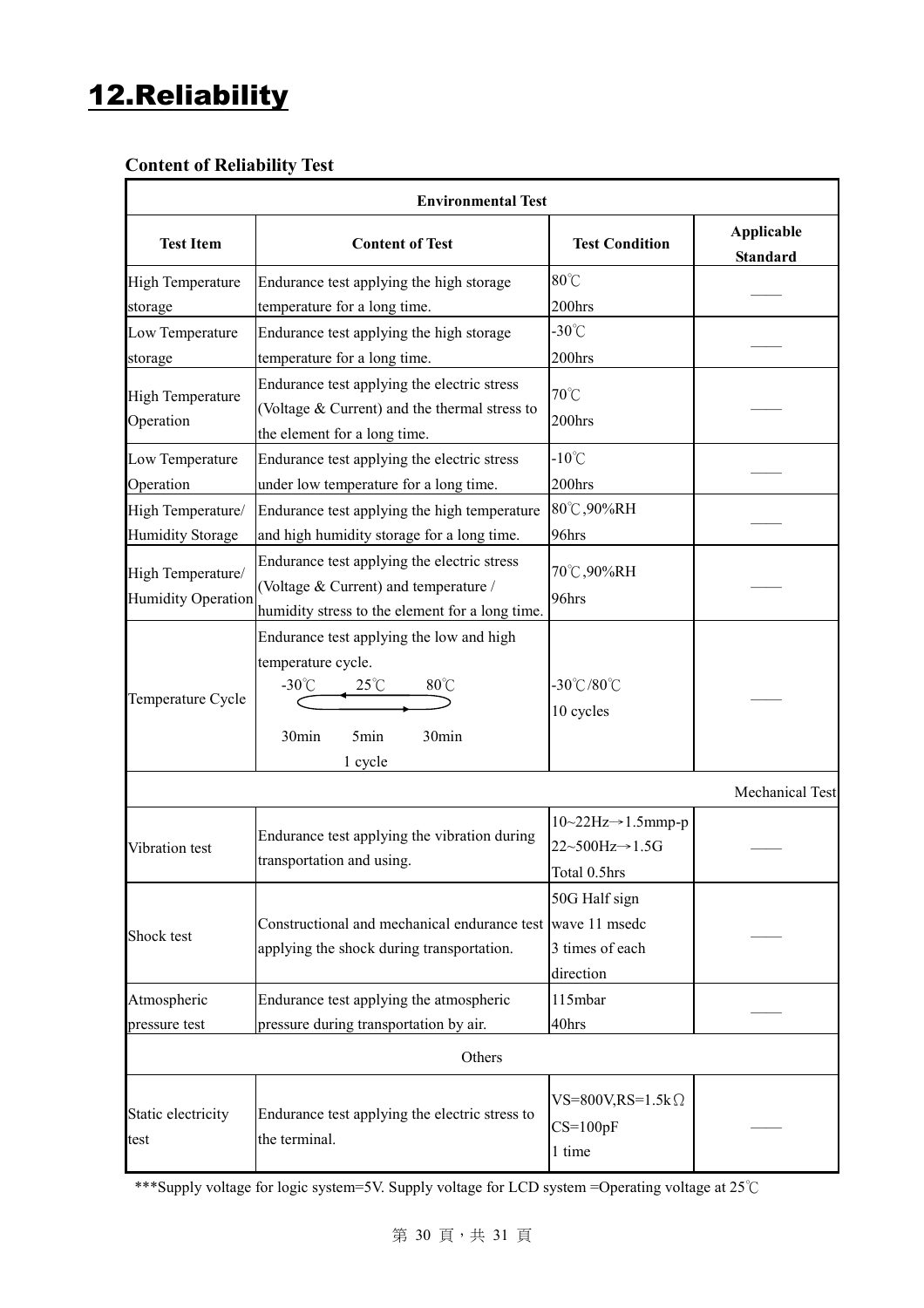# 12.Reliability

### Content of Reliability Test

| Environmental Test | | | |
|---|---|---|---|
| **Test Item** | **Content of Test** | **Test Condition** | **Applicable Standard** |
| High Temperature storage | Endurance test applying the high storage temperature for a long time. | 80℃ 200hrs | —— |
| Low Temperature storage | Endurance test applying the high storage temperature for a long time. | -30℃ 200hrs | —— |
| High Temperature Operation | Endurance test applying the electric stress (Voltage & Current) and the thermal stress to the element for a long time. | 70℃ 200hrs | —— |
| Low Temperature Operation | Endurance test applying the electric stress under low temperature for a long time. | -10℃ 200hrs | —— |
| High Temperature/ Humidity Storage | Endurance test applying the high temperature and high humidity storage for a long time. | 80℃,90%RH 96hrs | —— |
| High Temperature/ Humidity Operation | Endurance test applying the electric stress (Voltage & Current) and temperature / humidity stress to the element for a long time. | 70℃,90%RH 96hrs | —— |
| Temperature Cycle | Endurance test applying the low and high temperature cycle. -30℃ 25℃ 80℃ 30min 5min 30min 1 cycle | -30℃/80℃ 10 cycles | —— |
| Mechanical Test | | | |
| Vibration test | Endurance test applying the vibration during transportation and using. | 10~22Hz→1.5mmp-p 22~500Hz→1.5G Total 0.5hrs | —— |
| Shock test | Constructional and mechanical endurance test applying the shock during transportation. | 50G Half sign wave 11 msedc 3 times of each direction | —— |
| Atmospheric pressure test | Endurance test applying the atmospheric pressure during transportation by air. | 115mbar 40hrs | —— |
| Others | | | |
| Static electricity test | Endurance test applying the electric stress to the terminal. | VS=800V,RS=1.5kΩ CS=100pF 1 time | —— |

***Supply voltage for logic system=5V. Supply voltage for LCD system =Operating voltage at 25℃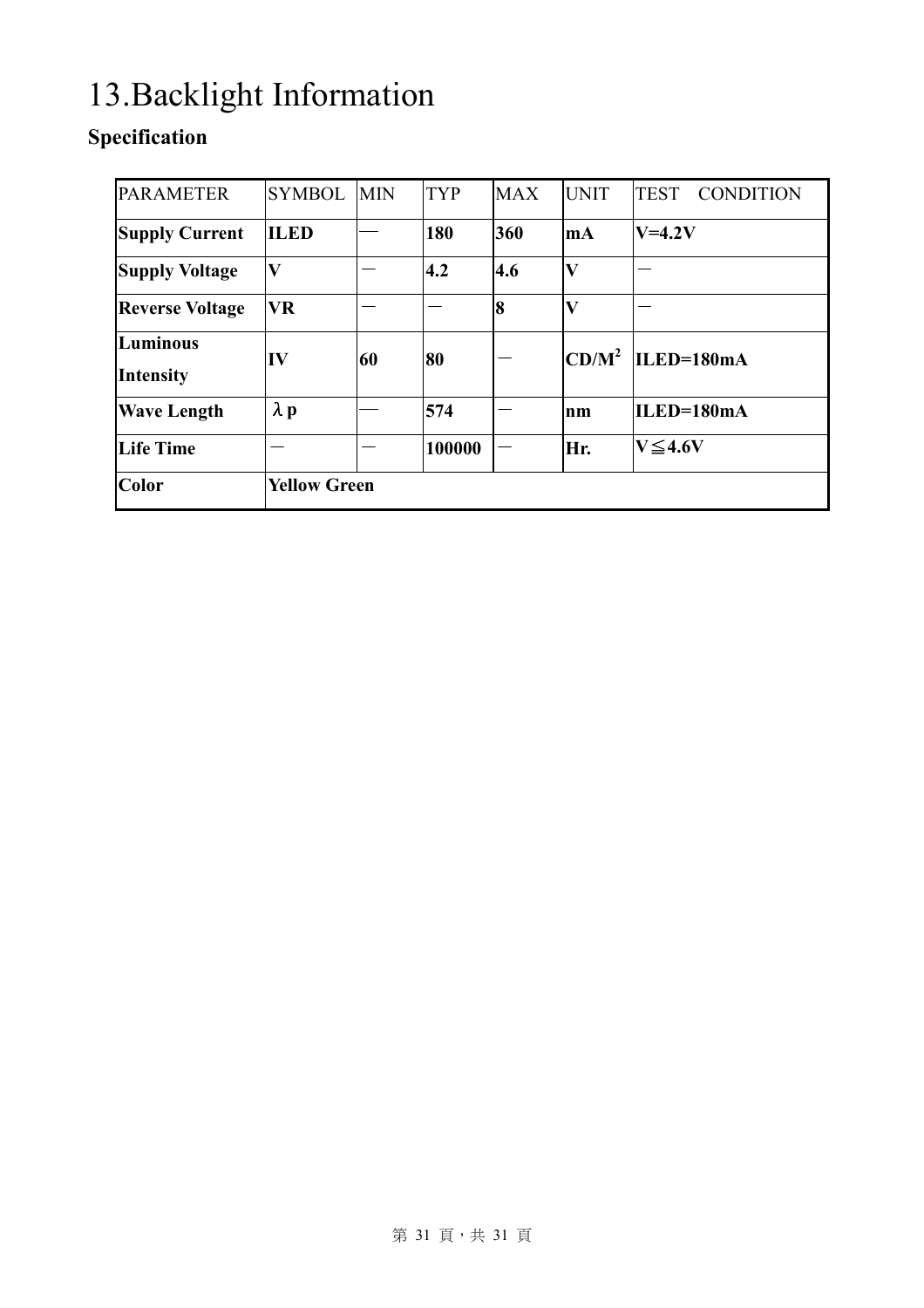# 13.Backlight Information

## Specification

| PARAMETER | SYMBOL | MIN | TYP | MAX | UNIT | TEST　CONDITION |
|---|---|---|---|---|---|---|
| **Supply Current** | **ILED** | — | **180** | **360** | **mA** | **V=4.2V** |
| **Supply Voltage** | **V** | － | **4.2** | **4.6** | **V** | － |
| **Reverse Voltage** | **VR** | － | － | **8** | **V** | － |
| **Luminous Intensity** | **IV** | **60** | **80** | － | **$CD/M^2$** | **ILED=180mA** |
| **Wave Length** | **λp** | — | **574** | － | **nm** | **ILED=180mA** |
| **Life Time** | － | － | **100000** | － | **Hr.** | **V≦4.6V** |
| **Color** | **Yellow Green** | | | | | |